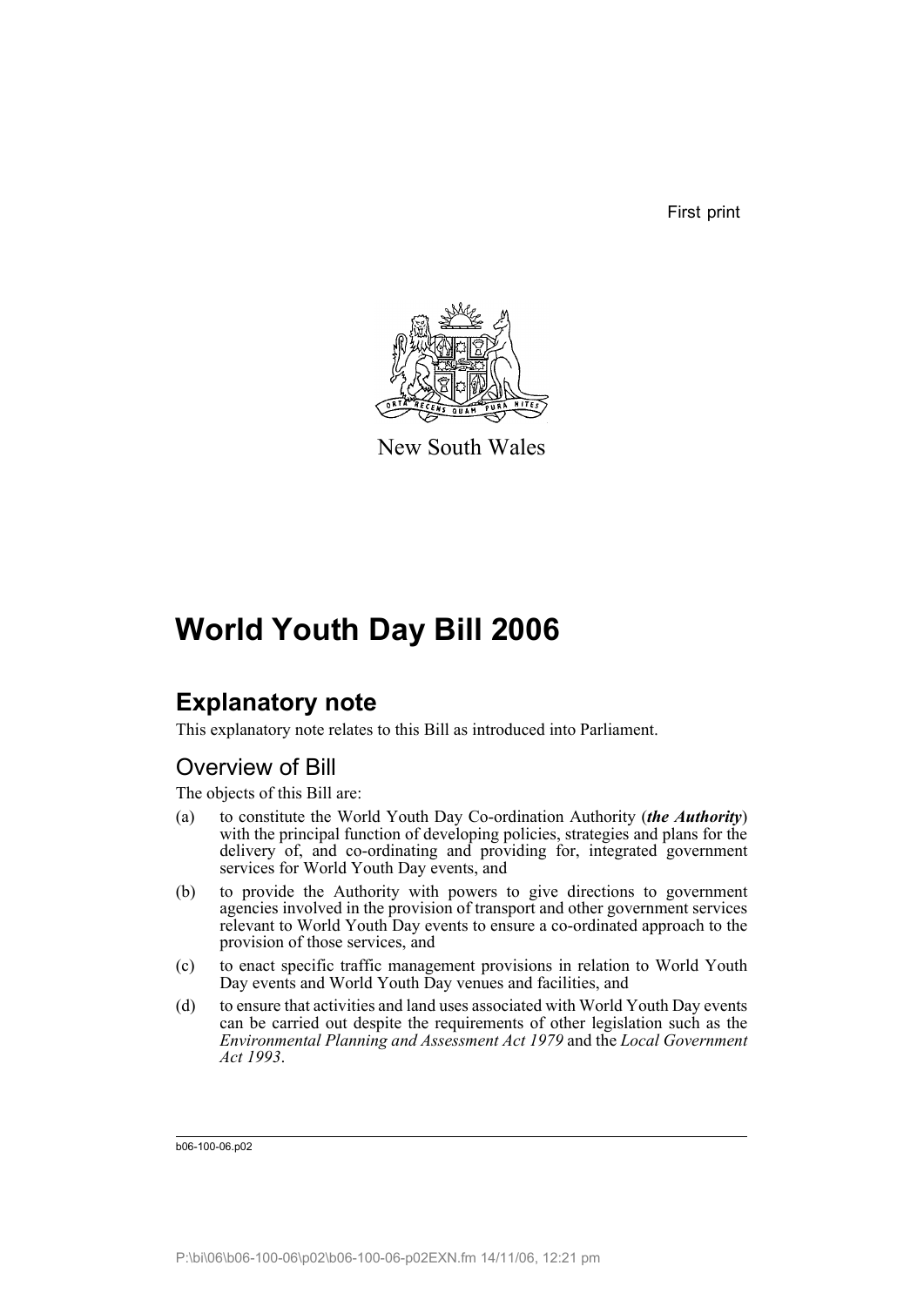First print

New South Wales

# World Youth Day Bill 2006

## Explanatory note

This explanatory note relates to this Bill as introduced into Parliament.

### Overview of Bill

The objects of this Bill are:

(a) to constitute the World Youth Day Co-ordination Authority (***the Authority***) with the principal function of developing policies, strategies and plans for the delivery of, and co-ordinating and providing for, integrated government services for World Youth Day events, and

(b) to provide the Authority with powers to give directions to government agencies involved in the provision of transport and other government services relevant to World Youth Day events to ensure a co-ordinated approach to the provision of those services, and

(c) to enact specific traffic management provisions in relation to World Youth Day events and World Youth Day venues and facilities, and

(d) to ensure that activities and land uses associated with World Youth Day events can be carried out despite the requirements of other legislation such as the *Environmental Planning and Assessment Act 1979* and the *Local Government Act 1993*.

b06-100-06.p02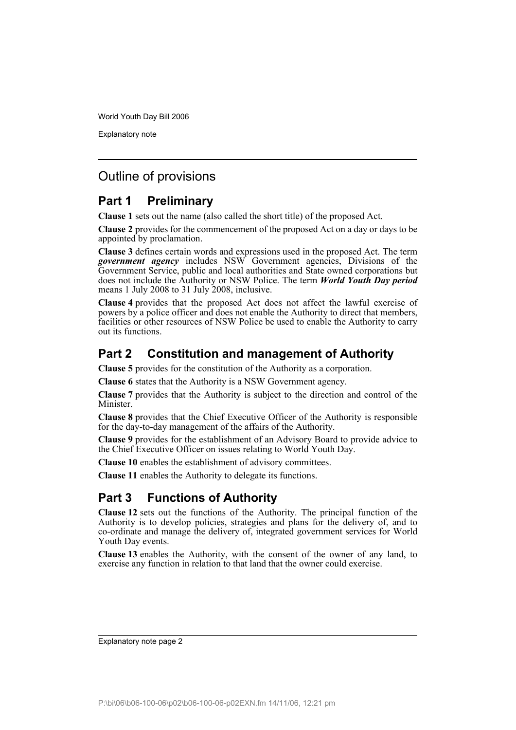## Outline of provisions

### Part 1 Preliminary

**Clause 1** sets out the name (also called the short title) of the proposed Act.

**Clause 2** provides for the commencement of the proposed Act on a day or days to be appointed by proclamation.

**Clause 3** defines certain words and expressions used in the proposed Act. The term ***government agency*** includes NSW Government agencies, Divisions of the Government Service, public and local authorities and State owned corporations but does not include the Authority or NSW Police. The term ***World Youth Day period*** means 1 July 2008 to 31 July 2008, inclusive.

**Clause 4** provides that the proposed Act does not affect the lawful exercise of powers by a police officer and does not enable the Authority to direct that members, facilities or other resources of NSW Police be used to enable the Authority to carry out its functions.

### Part 2 Constitution and management of Authority

**Clause 5** provides for the constitution of the Authority as a corporation.

**Clause 6** states that the Authority is a NSW Government agency.

**Clause 7** provides that the Authority is subject to the direction and control of the Minister.

**Clause 8** provides that the Chief Executive Officer of the Authority is responsible for the day-to-day management of the affairs of the Authority.

**Clause 9** provides for the establishment of an Advisory Board to provide advice to the Chief Executive Officer on issues relating to World Youth Day.

**Clause 10** enables the establishment of advisory committees.

**Clause 11** enables the Authority to delegate its functions.

### Part 3 Functions of Authority

**Clause 12** sets out the functions of the Authority. The principal function of the Authority is to develop policies, strategies and plans for the delivery of, and to co-ordinate and manage the delivery of, integrated government services for World Youth Day events.

**Clause 13** enables the Authority, with the consent of the owner of any land, to exercise any function in relation to that land that the owner could exercise.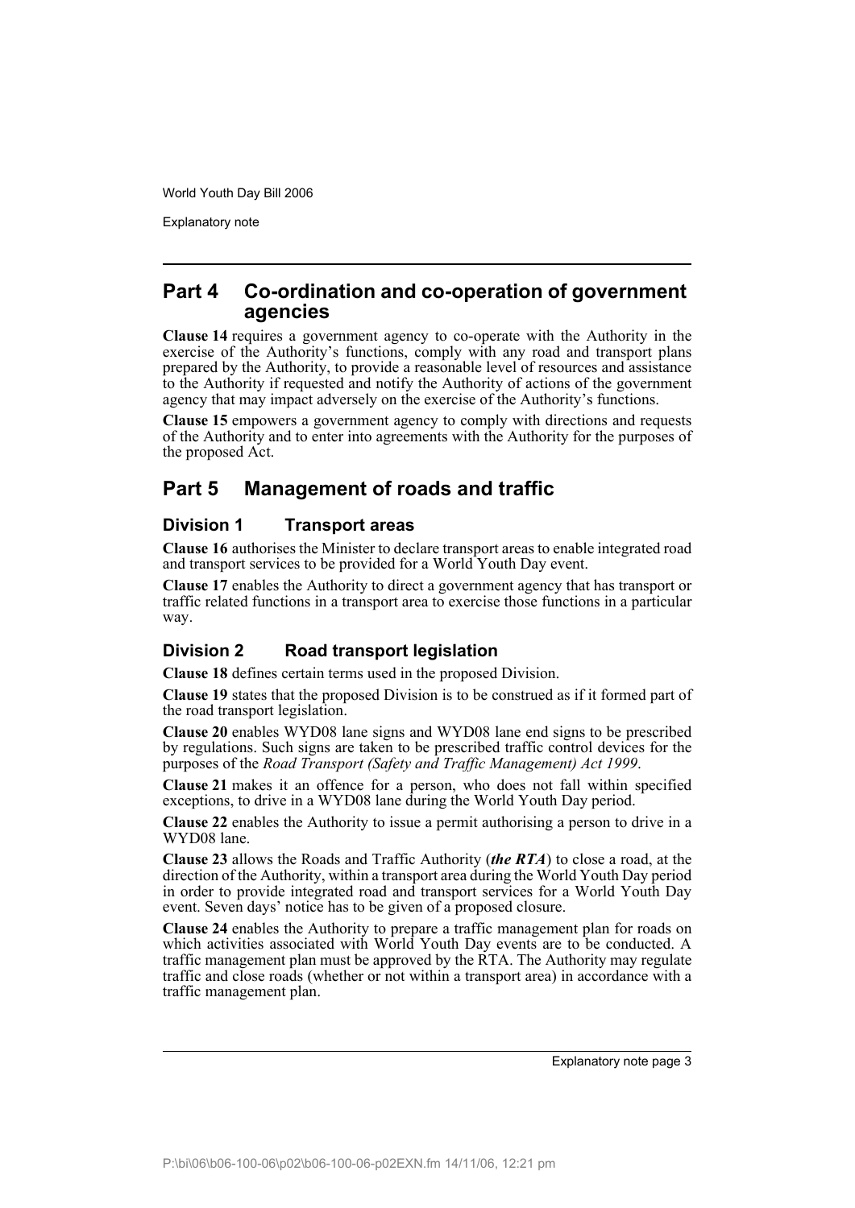## Part 4 Co-ordination and co-operation of government agencies

**Clause 14** requires a government agency to co-operate with the Authority in the exercise of the Authority's functions, comply with any road and transport plans prepared by the Authority, to provide a reasonable level of resources and assistance to the Authority if requested and notify the Authority of actions of the government agency that may impact adversely on the exercise of the Authority's functions.

**Clause 15** empowers a government agency to comply with directions and requests of the Authority and to enter into agreements with the Authority for the purposes of the proposed Act.

## Part 5 Management of roads and traffic

### Division 1 Transport areas

**Clause 16** authorises the Minister to declare transport areas to enable integrated road and transport services to be provided for a World Youth Day event.

**Clause 17** enables the Authority to direct a government agency that has transport or traffic related functions in a transport area to exercise those functions in a particular way.

### Division 2 Road transport legislation

**Clause 18** defines certain terms used in the proposed Division.

**Clause 19** states that the proposed Division is to be construed as if it formed part of the road transport legislation.

**Clause 20** enables WYD08 lane signs and WYD08 lane end signs to be prescribed by regulations. Such signs are taken to be prescribed traffic control devices for the purposes of the *Road Transport (Safety and Traffic Management) Act 1999*.

**Clause 21** makes it an offence for a person, who does not fall within specified exceptions, to drive in a WYD08 lane during the World Youth Day period.

**Clause 22** enables the Authority to issue a permit authorising a person to drive in a WYD08 lane.

**Clause 23** allows the Roads and Traffic Authority (***the RTA***) to close a road, at the direction of the Authority, within a transport area during the World Youth Day period in order to provide integrated road and transport services for a World Youth Day event. Seven days' notice has to be given of a proposed closure.

**Clause 24** enables the Authority to prepare a traffic management plan for roads on which activities associated with World Youth Day events are to be conducted. A traffic management plan must be approved by the RTA. The Authority may regulate traffic and close roads (whether or not within a transport area) in accordance with a traffic management plan.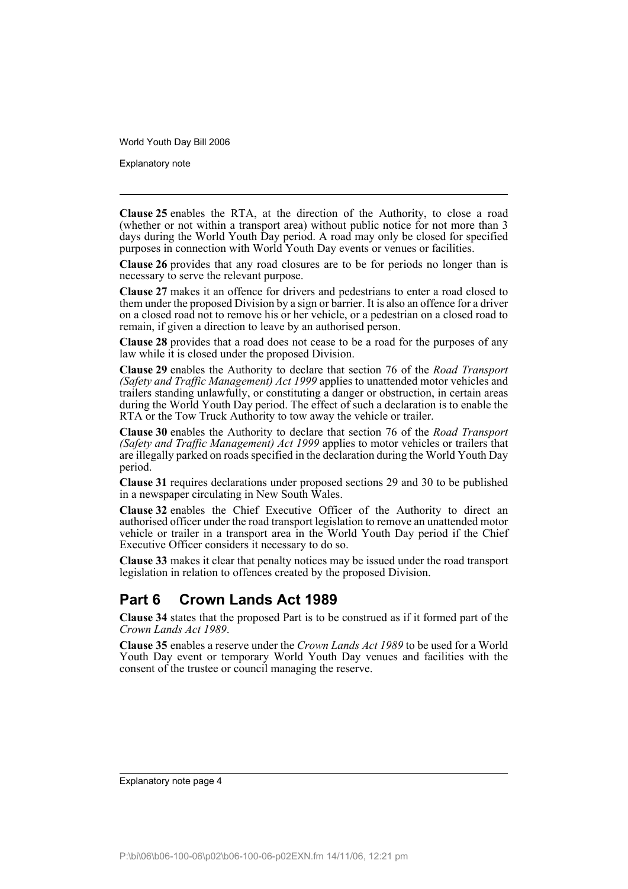**Clause 25** enables the RTA, at the direction of the Authority, to close a road (whether or not within a transport area) without public notice for not more than 3 days during the World Youth Day period. A road may only be closed for specified purposes in connection with World Youth Day events or venues or facilities.

**Clause 26** provides that any road closures are to be for periods no longer than is necessary to serve the relevant purpose.

**Clause 27** makes it an offence for drivers and pedestrians to enter a road closed to them under the proposed Division by a sign or barrier. It is also an offence for a driver on a closed road not to remove his or her vehicle, or a pedestrian on a closed road to remain, if given a direction to leave by an authorised person.

**Clause 28** provides that a road does not cease to be a road for the purposes of any law while it is closed under the proposed Division.

**Clause 29** enables the Authority to declare that section 76 of the *Road Transport (Safety and Traffic Management) Act 1999* applies to unattended motor vehicles and trailers standing unlawfully, or constituting a danger or obstruction, in certain areas during the World Youth Day period. The effect of such a declaration is to enable the RTA or the Tow Truck Authority to tow away the vehicle or trailer.

**Clause 30** enables the Authority to declare that section 76 of the *Road Transport (Safety and Traffic Management) Act 1999* applies to motor vehicles or trailers that are illegally parked on roads specified in the declaration during the World Youth Day period.

**Clause 31** requires declarations under proposed sections 29 and 30 to be published in a newspaper circulating in New South Wales.

**Clause 32** enables the Chief Executive Officer of the Authority to direct an authorised officer under the road transport legislation to remove an unattended motor vehicle or trailer in a transport area in the World Youth Day period if the Chief Executive Officer considers it necessary to do so.

**Clause 33** makes it clear that penalty notices may be issued under the road transport legislation in relation to offences created by the proposed Division.

## Part 6 Crown Lands Act 1989

**Clause 34** states that the proposed Part is to be construed as if it formed part of the *Crown Lands Act 1989*.

**Clause 35** enables a reserve under the *Crown Lands Act 1989* to be used for a World Youth Day event or temporary World Youth Day venues and facilities with the consent of the trustee or council managing the reserve.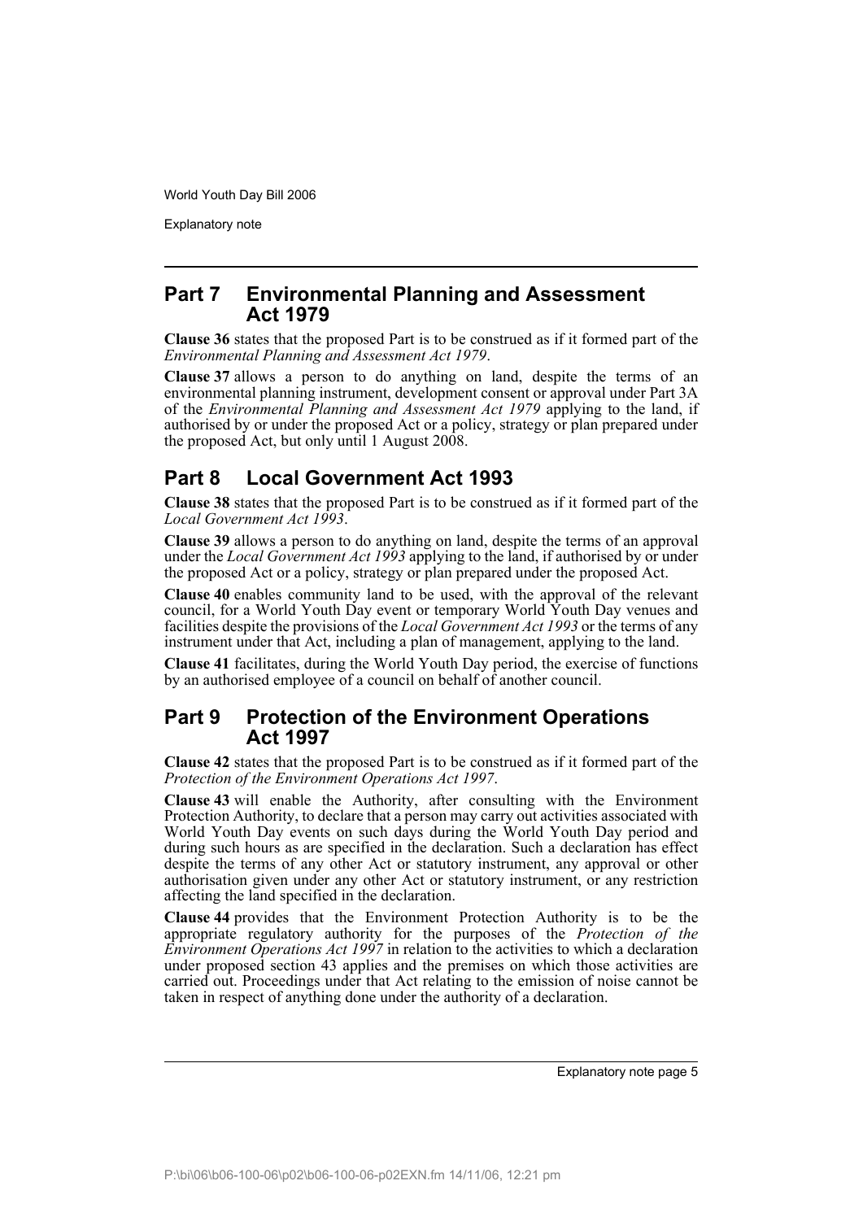## Part 7 Environmental Planning and Assessment Act 1979

**Clause 36** states that the proposed Part is to be construed as if it formed part of the *Environmental Planning and Assessment Act 1979*.

**Clause 37** allows a person to do anything on land, despite the terms of an environmental planning instrument, development consent or approval under Part 3A of the *Environmental Planning and Assessment Act 1979* applying to the land, if authorised by or under the proposed Act or a policy, strategy or plan prepared under the proposed Act, but only until 1 August 2008.

## Part 8 Local Government Act 1993

**Clause 38** states that the proposed Part is to be construed as if it formed part of the *Local Government Act 1993*.

**Clause 39** allows a person to do anything on land, despite the terms of an approval under the *Local Government Act 1993* applying to the land, if authorised by or under the proposed Act or a policy, strategy or plan prepared under the proposed Act.

**Clause 40** enables community land to be used, with the approval of the relevant council, for a World Youth Day event or temporary World Youth Day venues and facilities despite the provisions of the *Local Government Act 1993* or the terms of any instrument under that Act, including a plan of management, applying to the land.

**Clause 41** facilitates, during the World Youth Day period, the exercise of functions by an authorised employee of a council on behalf of another council.

## Part 9 Protection of the Environment Operations Act 1997

**Clause 42** states that the proposed Part is to be construed as if it formed part of the *Protection of the Environment Operations Act 1997*.

**Clause 43** will enable the Authority, after consulting with the Environment Protection Authority, to declare that a person may carry out activities associated with World Youth Day events on such days during the World Youth Day period and during such hours as are specified in the declaration. Such a declaration has effect despite the terms of any other Act or statutory instrument, any approval or other authorisation given under any other Act or statutory instrument, or any restriction affecting the land specified in the declaration.

**Clause 44** provides that the Environment Protection Authority is to be the appropriate regulatory authority for the purposes of the *Protection of the Environment Operations Act 1997* in relation to the activities to which a declaration under proposed section 43 applies and the premises on which those activities are carried out. Proceedings under that Act relating to the emission of noise cannot be taken in respect of anything done under the authority of a declaration.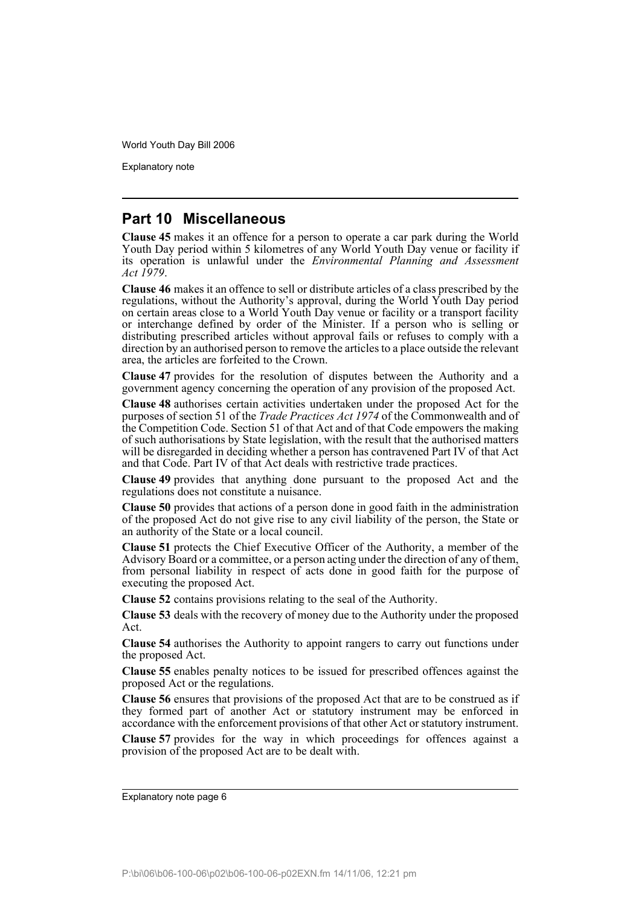## Part 10 Miscellaneous

**Clause 45** makes it an offence for a person to operate a car park during the World Youth Day period within 5 kilometres of any World Youth Day venue or facility if its operation is unlawful under the *Environmental Planning and Assessment Act 1979*.

**Clause 46** makes it an offence to sell or distribute articles of a class prescribed by the regulations, without the Authority's approval, during the World Youth Day period on certain areas close to a World Youth Day venue or facility or a transport facility or interchange defined by order of the Minister. If a person who is selling or distributing prescribed articles without approval fails or refuses to comply with a direction by an authorised person to remove the articles to a place outside the relevant area, the articles are forfeited to the Crown.

**Clause 47** provides for the resolution of disputes between the Authority and a government agency concerning the operation of any provision of the proposed Act.

**Clause 48** authorises certain activities undertaken under the proposed Act for the purposes of section 51 of the *Trade Practices Act 1974* of the Commonwealth and of the Competition Code. Section 51 of that Act and of that Code empowers the making of such authorisations by State legislation, with the result that the authorised matters will be disregarded in deciding whether a person has contravened Part IV of that Act and that Code. Part IV of that Act deals with restrictive trade practices.

**Clause 49** provides that anything done pursuant to the proposed Act and the regulations does not constitute a nuisance.

**Clause 50** provides that actions of a person done in good faith in the administration of the proposed Act do not give rise to any civil liability of the person, the State or an authority of the State or a local council.

**Clause 51** protects the Chief Executive Officer of the Authority, a member of the Advisory Board or a committee, or a person acting under the direction of any of them, from personal liability in respect of acts done in good faith for the purpose of executing the proposed Act.

**Clause 52** contains provisions relating to the seal of the Authority.

**Clause 53** deals with the recovery of money due to the Authority under the proposed Act.

**Clause 54** authorises the Authority to appoint rangers to carry out functions under the proposed Act.

**Clause 55** enables penalty notices to be issued for prescribed offences against the proposed Act or the regulations.

**Clause 56** ensures that provisions of the proposed Act that are to be construed as if they formed part of another Act or statutory instrument may be enforced in accordance with the enforcement provisions of that other Act or statutory instrument.

**Clause 57** provides for the way in which proceedings for offences against a provision of the proposed Act are to be dealt with.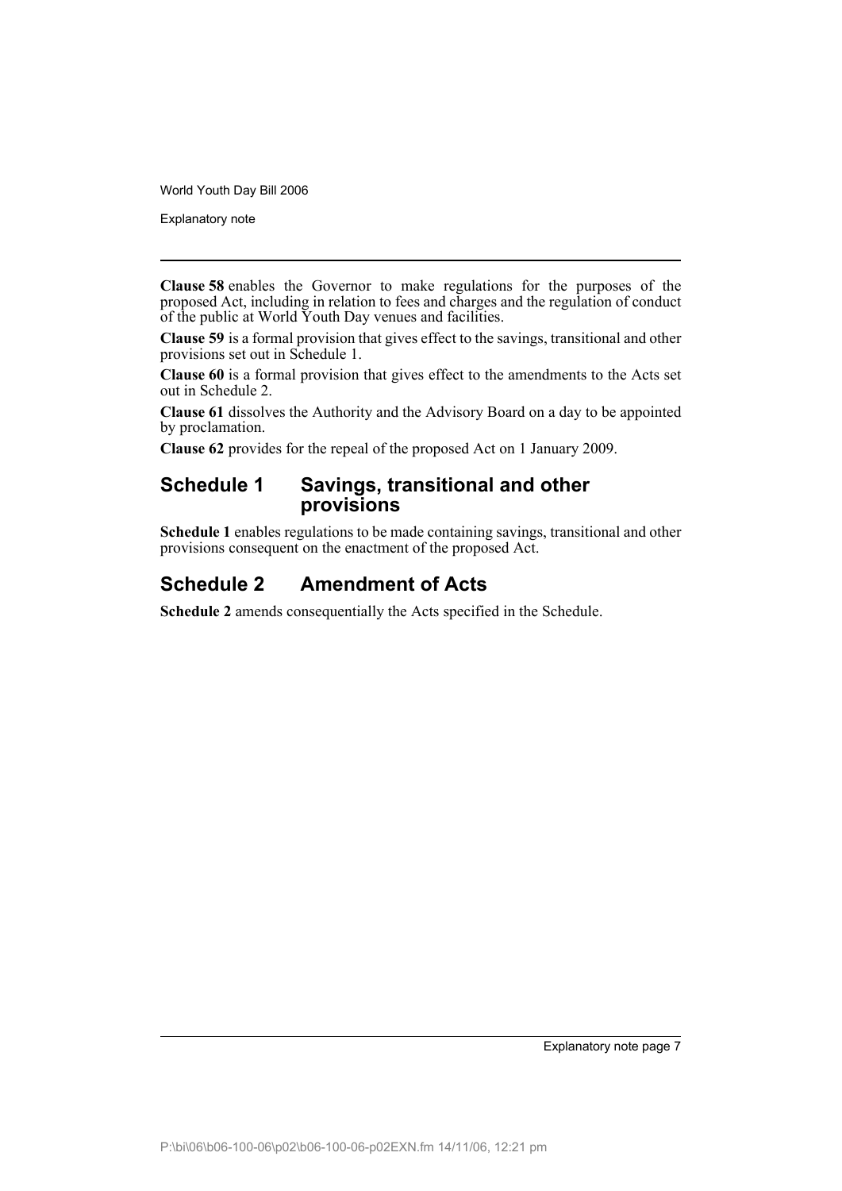**Clause 58** enables the Governor to make regulations for the purposes of the proposed Act, including in relation to fees and charges and the regulation of conduct of the public at World Youth Day venues and facilities.

**Clause 59** is a formal provision that gives effect to the savings, transitional and other provisions set out in Schedule 1.

**Clause 60** is a formal provision that gives effect to the amendments to the Acts set out in Schedule 2.

**Clause 61** dissolves the Authority and the Advisory Board on a day to be appointed by proclamation.

**Clause 62** provides for the repeal of the proposed Act on 1 January 2009.

## Schedule 1 Savings, transitional and other provisions

**Schedule 1** enables regulations to be made containing savings, transitional and other provisions consequent on the enactment of the proposed Act.

## Schedule 2 Amendment of Acts

**Schedule 2** amends consequentially the Acts specified in the Schedule.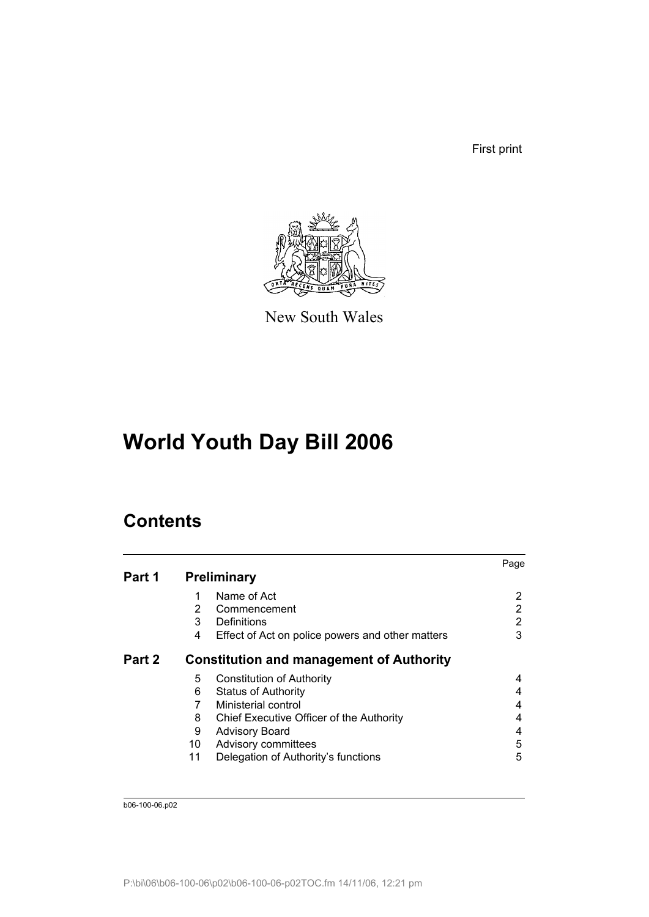First print

New South Wales

# World Youth Day Bill 2006

## Contents

| | | | Page |
|---|---|---|---|
| **Part 1** | **Preliminary** | | |
| | 1 | Name of Act | 2 |
| | 2 | Commencement | 2 |
| | 3 | Definitions | 2 |
| | 4 | Effect of Act on police powers and other matters | 3 |
| **Part 2** | **Constitution and management of Authority** | | |
| | 5 | Constitution of Authority | 4 |
| | 6 | Status of Authority | 4 |
| | 7 | Ministerial control | 4 |
| | 8 | Chief Executive Officer of the Authority | 4 |
| | 9 | Advisory Board | 4 |
| | 10 | Advisory committees | 5 |
| | 11 | Delegation of Authority's functions | 5 |

b06-100-06.p02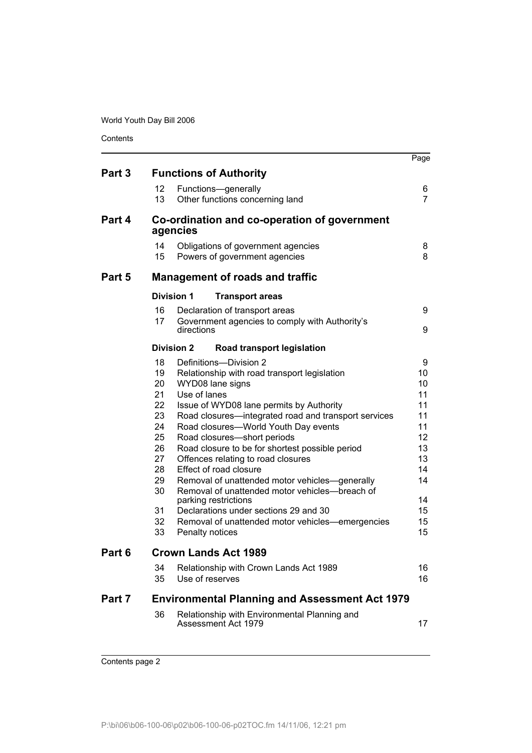| | | | Page |
|---|---|---|---|
| **Part 3** | **Functions of Authority** | | |
| | 12 | Functions—generally | 6 |
| | 13 | Other functions concerning land | 7 |
| **Part 4** | **Co-ordination and co-operation of government agencies** | | |
| | 14 | Obligations of government agencies | 8 |
| | 15 | Powers of government agencies | 8 |
| **Part 5** | **Management of roads and traffic** | | |
| | **Division 1** | **Transport areas** | |
| | 16 | Declaration of transport areas | 9 |
| | 17 | Government agencies to comply with Authority's directions | 9 |
| | **Division 2** | **Road transport legislation** | |
| | 18 | Definitions—Division 2 | 9 |
| | 19 | Relationship with road transport legislation | 10 |
| | 20 | WYD08 lane signs | 10 |
| | 21 | Use of lanes | 11 |
| | 22 | Issue of WYD08 lane permits by Authority | 11 |
| | 23 | Road closures—integrated road and transport services | 11 |
| | 24 | Road closures—World Youth Day events | 11 |
| | 25 | Road closures—short periods | 12 |
| | 26 | Road closure to be for shortest possible period | 13 |
| | 27 | Offences relating to road closures | 13 |
| | 28 | Effect of road closure | 14 |
| | 29 | Removal of unattended motor vehicles—generally | 14 |
| | 30 | Removal of unattended motor vehicles—breach of parking restrictions | 14 |
| | 31 | Declarations under sections 29 and 30 | 15 |
| | 32 | Removal of unattended motor vehicles—emergencies | 15 |
| | 33 | Penalty notices | 15 |
| **Part 6** | **Crown Lands Act 1989** | | |
| | 34 | Relationship with Crown Lands Act 1989 | 16 |
| | 35 | Use of reserves | 16 |
| **Part 7** | **Environmental Planning and Assessment Act 1979** | | |
| | 36 | Relationship with Environmental Planning and Assessment Act 1979 | 17 |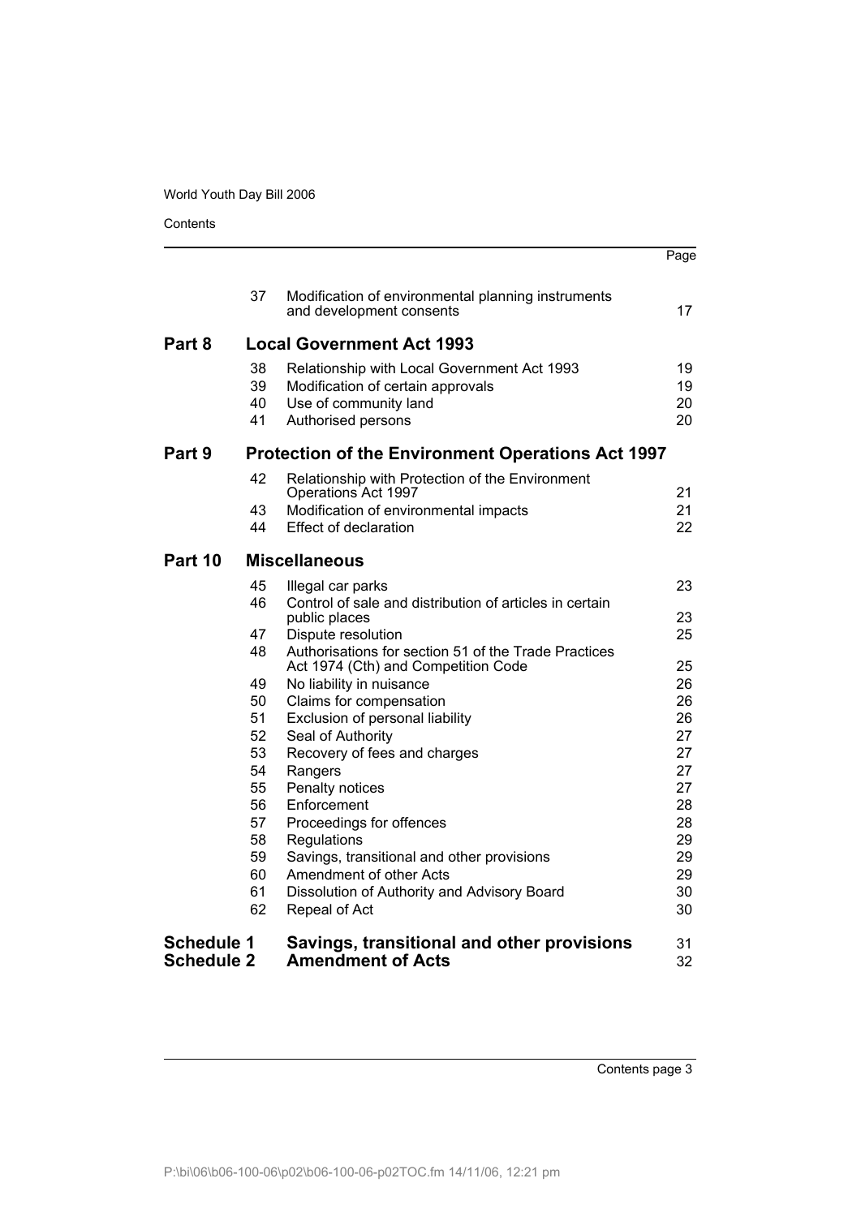| | | | Page |
|---|---|---|---|
| | 37 | Modification of environmental planning instruments and development consents | 17 |
| **Part 8** | | **Local Government Act 1993** | |
| | 38 | Relationship with Local Government Act 1993 | 19 |
| | 39 | Modification of certain approvals | 19 |
| | 40 | Use of community land | 20 |
| | 41 | Authorised persons | 20 |
| **Part 9** | | **Protection of the Environment Operations Act 1997** | |
| | 42 | Relationship with Protection of the Environment Operations Act 1997 | 21 |
| | 43 | Modification of environmental impacts | 21 |
| | 44 | Effect of declaration | 22 |
| **Part 10** | | **Miscellaneous** | |
| | 45 | Illegal car parks | 23 |
| | 46 | Control of sale and distribution of articles in certain public places | 23 |
| | 47 | Dispute resolution | 25 |
| | 48 | Authorisations for section 51 of the Trade Practices Act 1974 (Cth) and Competition Code | 25 |
| | 49 | No liability in nuisance | 26 |
| | 50 | Claims for compensation | 26 |
| | 51 | Exclusion of personal liability | 26 |
| | 52 | Seal of Authority | 27 |
| | 53 | Recovery of fees and charges | 27 |
| | 54 | Rangers | 27 |
| | 55 | Penalty notices | 27 |
| | 56 | Enforcement | 28 |
| | 57 | Proceedings for offences | 28 |
| | 58 | Regulations | 29 |
| | 59 | Savings, transitional and other provisions | 29 |
| | 60 | Amendment of other Acts | 29 |
| | 61 | Dissolution of Authority and Advisory Board | 30 |
| | 62 | Repeal of Act | 30 |
| **Schedule 1** | | **Savings, transitional and other provisions** | 31 |
| **Schedule 2** | | **Amendment of Acts** | 32 |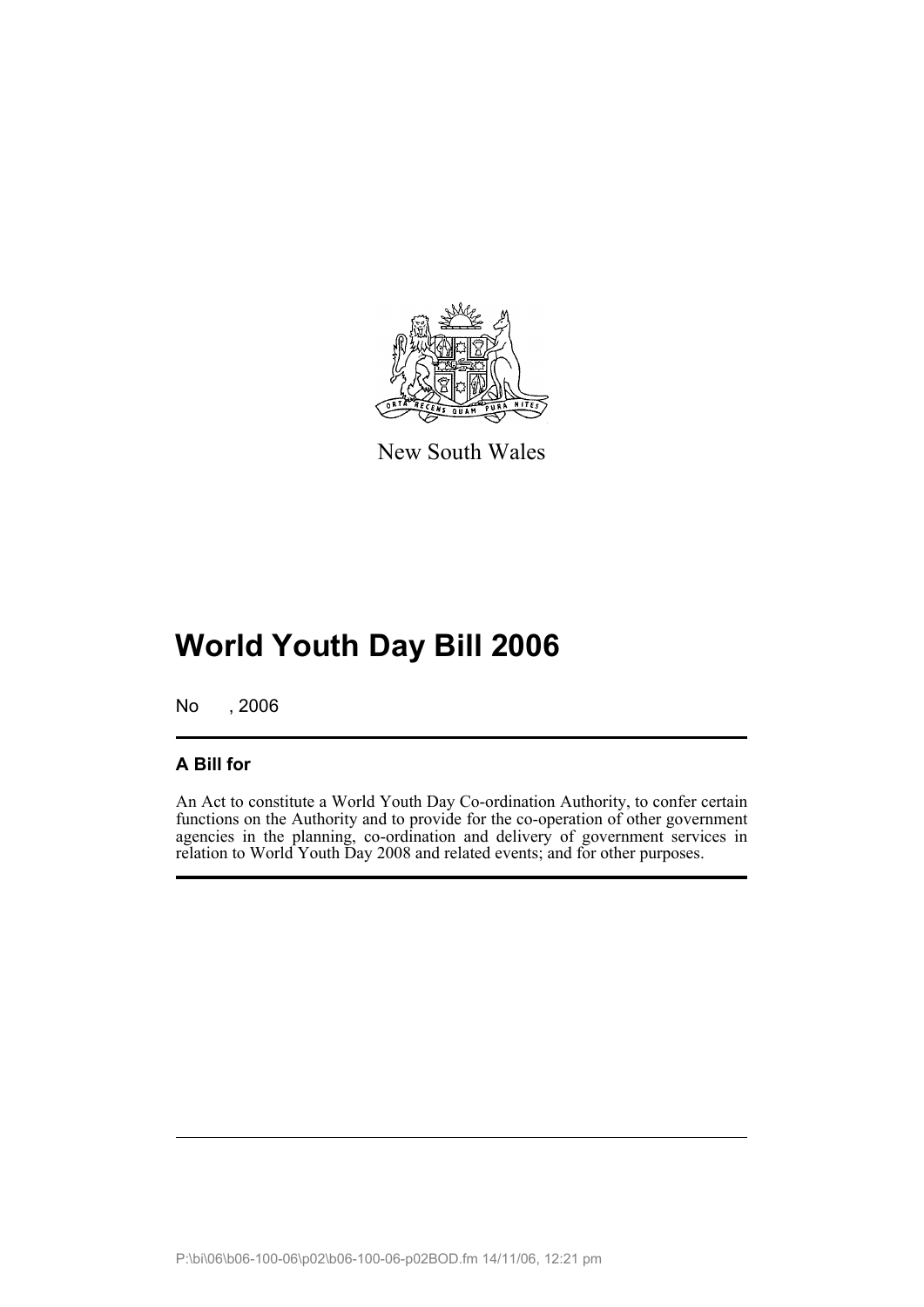New South Wales

# World Youth Day Bill 2006

No , 2006

## A Bill for

An Act to constitute a World Youth Day Co-ordination Authority, to confer certain functions on the Authority and to provide for the co-operation of other government agencies in the planning, co-ordination and delivery of government services in relation to World Youth Day 2008 and related events; and for other purposes.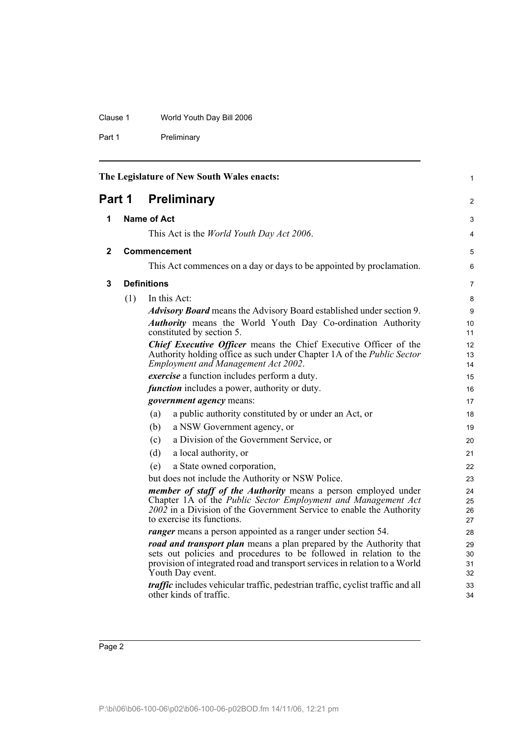The Legislature of New South Wales enacts:

# Part 1 Preliminary

## 1 Name of Act

This Act is the *World Youth Day Act 2006*.

## 2 Commencement

This Act commences on a day or days to be appointed by proclamation.

## 3 Definitions

(1) In this Act:

***Advisory Board*** means the Advisory Board established under section 9.

***Authority*** means the World Youth Day Co-ordination Authority constituted by section 5.

***Chief Executive Officer*** means the Chief Executive Officer of the Authority holding office as such under Chapter 1A of the *Public Sector Employment and Management Act 2002*.

***exercise*** a function includes perform a duty.

***function*** includes a power, authority or duty.

***government agency*** means:

- (a) a public authority constituted by or under an Act, or
- (b) a NSW Government agency, or
- (c) a Division of the Government Service, or
- (d) a local authority, or
- (e) a State owned corporation,

but does not include the Authority or NSW Police.

***member of staff of the Authority*** means a person employed under Chapter 1A of the *Public Sector Employment and Management Act 2002* in a Division of the Government Service to enable the Authority to exercise its functions.

***ranger*** means a person appointed as a ranger under section 54.

***road and transport plan*** means a plan prepared by the Authority that sets out policies and procedures to be followed in relation to the provision of integrated road and transport services in relation to a World Youth Day event.

***traffic*** includes vehicular traffic, pedestrian traffic, cyclist traffic and all other kinds of traffic.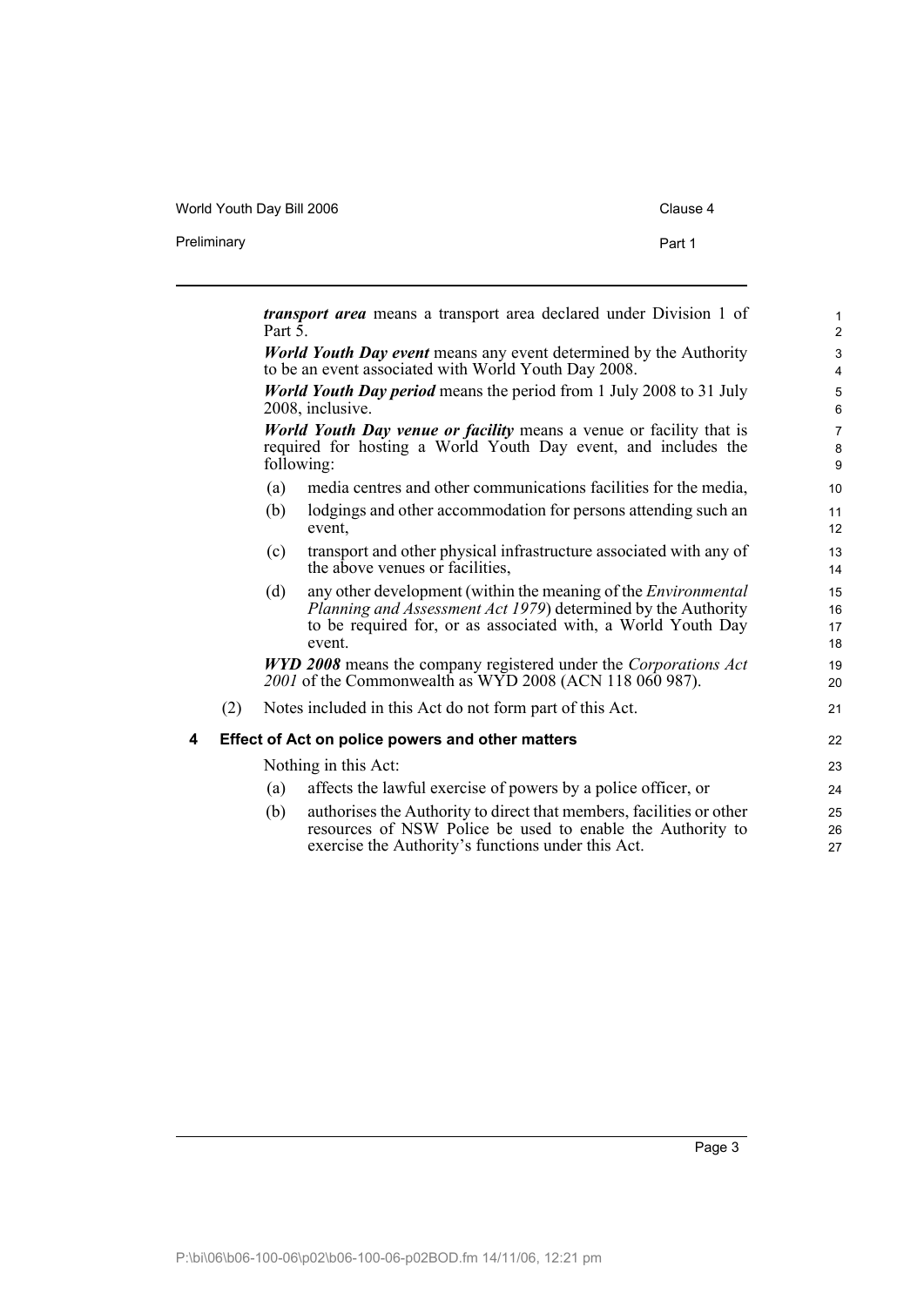***transport area*** means a transport area declared under Division 1 of Part 5.

***World Youth Day event*** means any event determined by the Authority to be an event associated with World Youth Day 2008.

***World Youth Day period*** means the period from 1 July 2008 to 31 July 2008, inclusive.

***World Youth Day venue or facility*** means a venue or facility that is required for hosting a World Youth Day event, and includes the following:

(a) media centres and other communications facilities for the media,

(b) lodgings and other accommodation for persons attending such an event,

(c) transport and other physical infrastructure associated with any of the above venues or facilities,

(d) any other development (within the meaning of the *Environmental Planning and Assessment Act 1979*) determined by the Authority to be required for, or as associated with, a World Youth Day event.

***WYD 2008*** means the company registered under the *Corporations Act 2001* of the Commonwealth as WYD 2008 (ACN 118 060 987).

(2) Notes included in this Act do not form part of this Act.

### 4 Effect of Act on police powers and other matters

Nothing in this Act:

(a) affects the lawful exercise of powers by a police officer, or

(b) authorises the Authority to direct that members, facilities or other resources of NSW Police be used to enable the Authority to exercise the Authority's functions under this Act.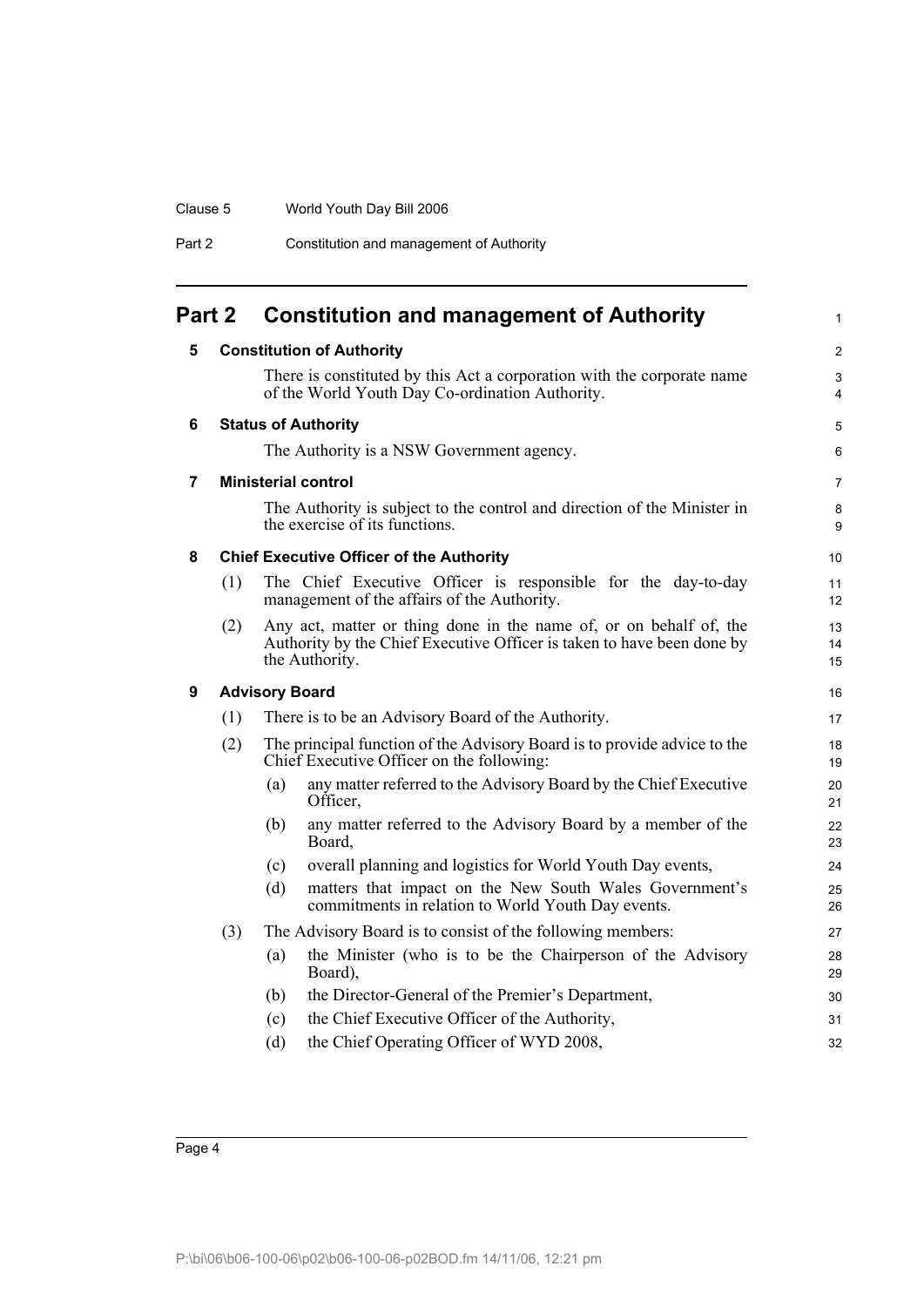## Part 2 Constitution and management of Authority

### 5 Constitution of Authority

There is constituted by this Act a corporation with the corporate name of the World Youth Day Co-ordination Authority.

### 6 Status of Authority

The Authority is a NSW Government agency.

### 7 Ministerial control

The Authority is subject to the control and direction of the Minister in the exercise of its functions.

### 8 Chief Executive Officer of the Authority

(1) The Chief Executive Officer is responsible for the day-to-day management of the affairs of the Authority.

(2) Any act, matter or thing done in the name of, or on behalf of, the Authority by the Chief Executive Officer is taken to have been done by the Authority.

### 9 Advisory Board

(1) There is to be an Advisory Board of the Authority.

(2) The principal function of the Advisory Board is to provide advice to the Chief Executive Officer on the following:

- (a) any matter referred to the Advisory Board by the Chief Executive Officer,
- (b) any matter referred to the Advisory Board by a member of the Board,
- (c) overall planning and logistics for World Youth Day events,
- (d) matters that impact on the New South Wales Government's commitments in relation to World Youth Day events.

(3) The Advisory Board is to consist of the following members:

- (a) the Minister (who is to be the Chairperson of the Advisory Board),
- (b) the Director-General of the Premier's Department,
- (c) the Chief Executive Officer of the Authority,
- (d) the Chief Operating Officer of WYD 2008,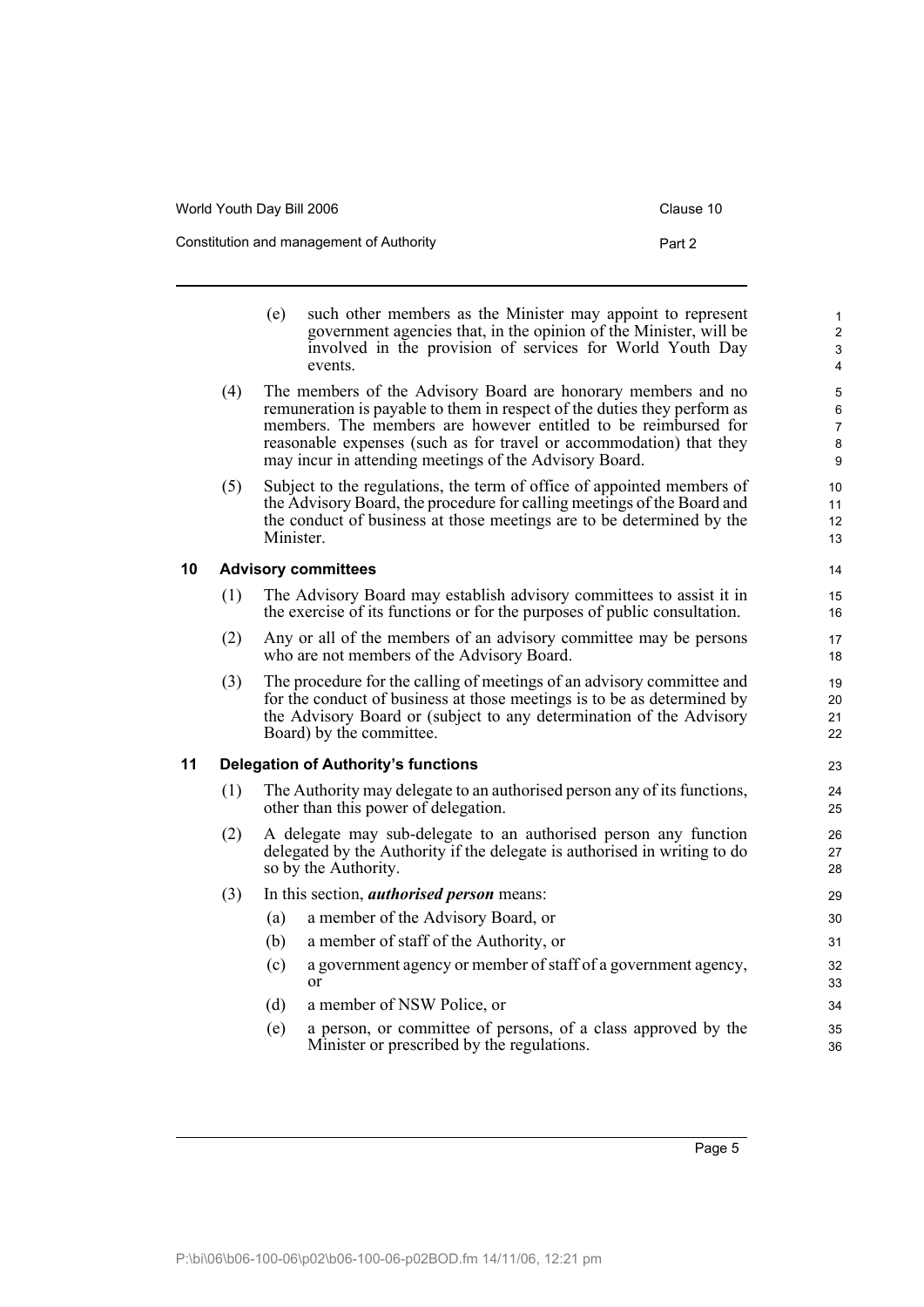(e) such other members as the Minister may appoint to represent government agencies that, in the opinion of the Minister, will be involved in the provision of services for World Youth Day events.

(4) The members of the Advisory Board are honorary members and no remuneration is payable to them in respect of the duties they perform as members. The members are however entitled to be reimbursed for reasonable expenses (such as for travel or accommodation) that they may incur in attending meetings of the Advisory Board.

(5) Subject to the regulations, the term of office of appointed members of the Advisory Board, the procedure for calling meetings of the Board and the conduct of business at those meetings are to be determined by the Minister.

### 10 Advisory committees

(1) The Advisory Board may establish advisory committees to assist it in the exercise of its functions or for the purposes of public consultation.

(2) Any or all of the members of an advisory committee may be persons who are not members of the Advisory Board.

(3) The procedure for the calling of meetings of an advisory committee and for the conduct of business at those meetings is to be as determined by the Advisory Board or (subject to any determination of the Advisory Board) by the committee.

### 11 Delegation of Authority's functions

(1) The Authority may delegate to an authorised person any of its functions, other than this power of delegation.

(2) A delegate may sub-delegate to an authorised person any function delegated by the Authority if the delegate is authorised in writing to do so by the Authority.

(3) In this section, ***authorised person*** means:

(a) a member of the Advisory Board, or

(b) a member of staff of the Authority, or

(c) a government agency or member of staff of a government agency, or

(d) a member of NSW Police, or

(e) a person, or committee of persons, of a class approved by the Minister or prescribed by the regulations.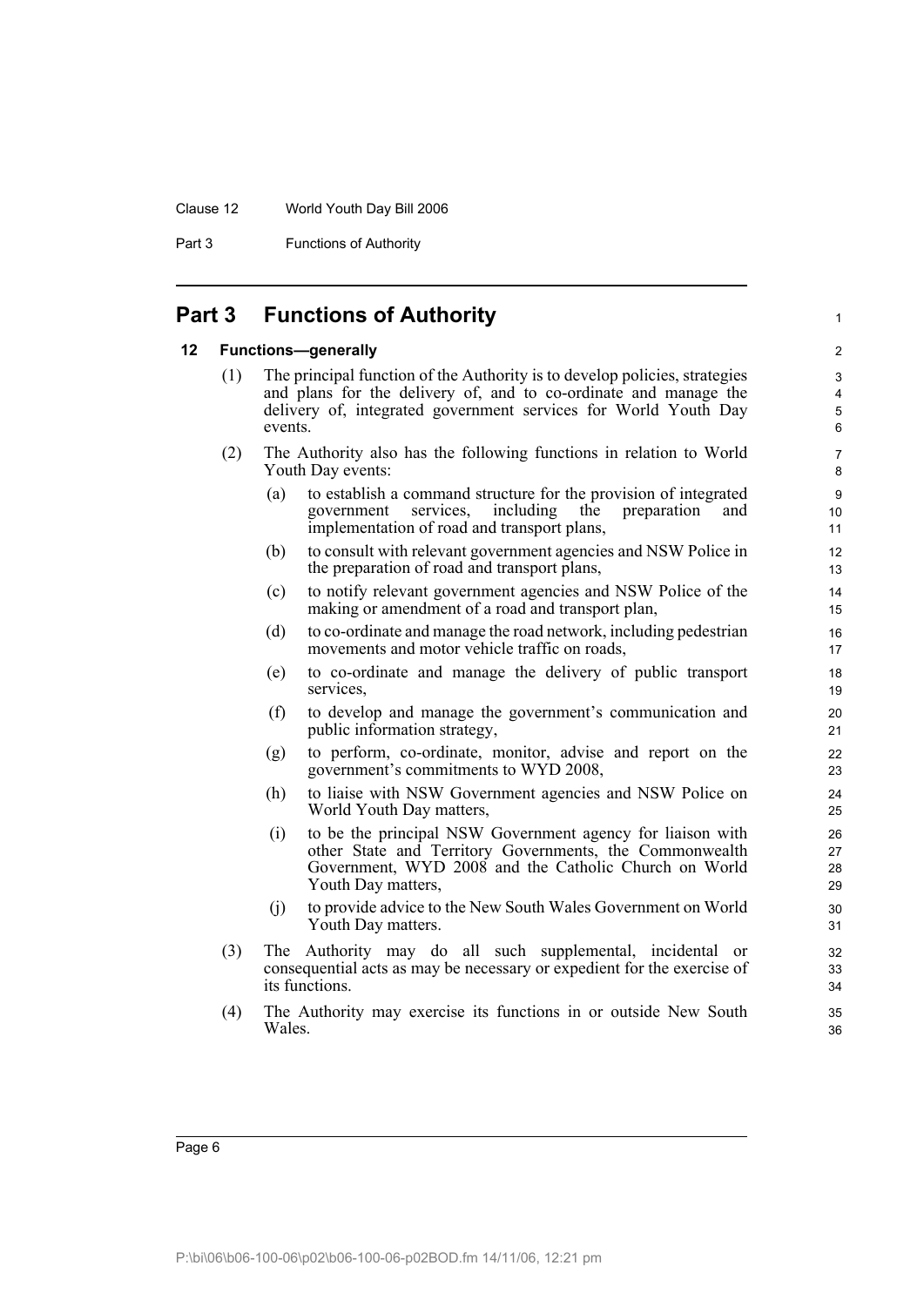## Part 3 Functions of Authority

### 12 Functions—generally

(1) The principal function of the Authority is to develop policies, strategies and plans for the delivery of, and to co-ordinate and manage the delivery of, integrated government services for World Youth Day events.

(2) The Authority also has the following functions in relation to World Youth Day events:

- (a) to establish a command structure for the provision of integrated government services, including the preparation and implementation of road and transport plans,
- (b) to consult with relevant government agencies and NSW Police in the preparation of road and transport plans,
- (c) to notify relevant government agencies and NSW Police of the making or amendment of a road and transport plan,
- (d) to co-ordinate and manage the road network, including pedestrian movements and motor vehicle traffic on roads,
- (e) to co-ordinate and manage the delivery of public transport services,
- (f) to develop and manage the government's communication and public information strategy,
- (g) to perform, co-ordinate, monitor, advise and report on the government's commitments to WYD 2008,
- (h) to liaise with NSW Government agencies and NSW Police on World Youth Day matters,
- (i) to be the principal NSW Government agency for liaison with other State and Territory Governments, the Commonwealth Government, WYD 2008 and the Catholic Church on World Youth Day matters,
- (j) to provide advice to the New South Wales Government on World Youth Day matters.

(3) The Authority may do all such supplemental, incidental or consequential acts as may be necessary or expedient for the exercise of its functions.

(4) The Authority may exercise its functions in or outside New South Wales.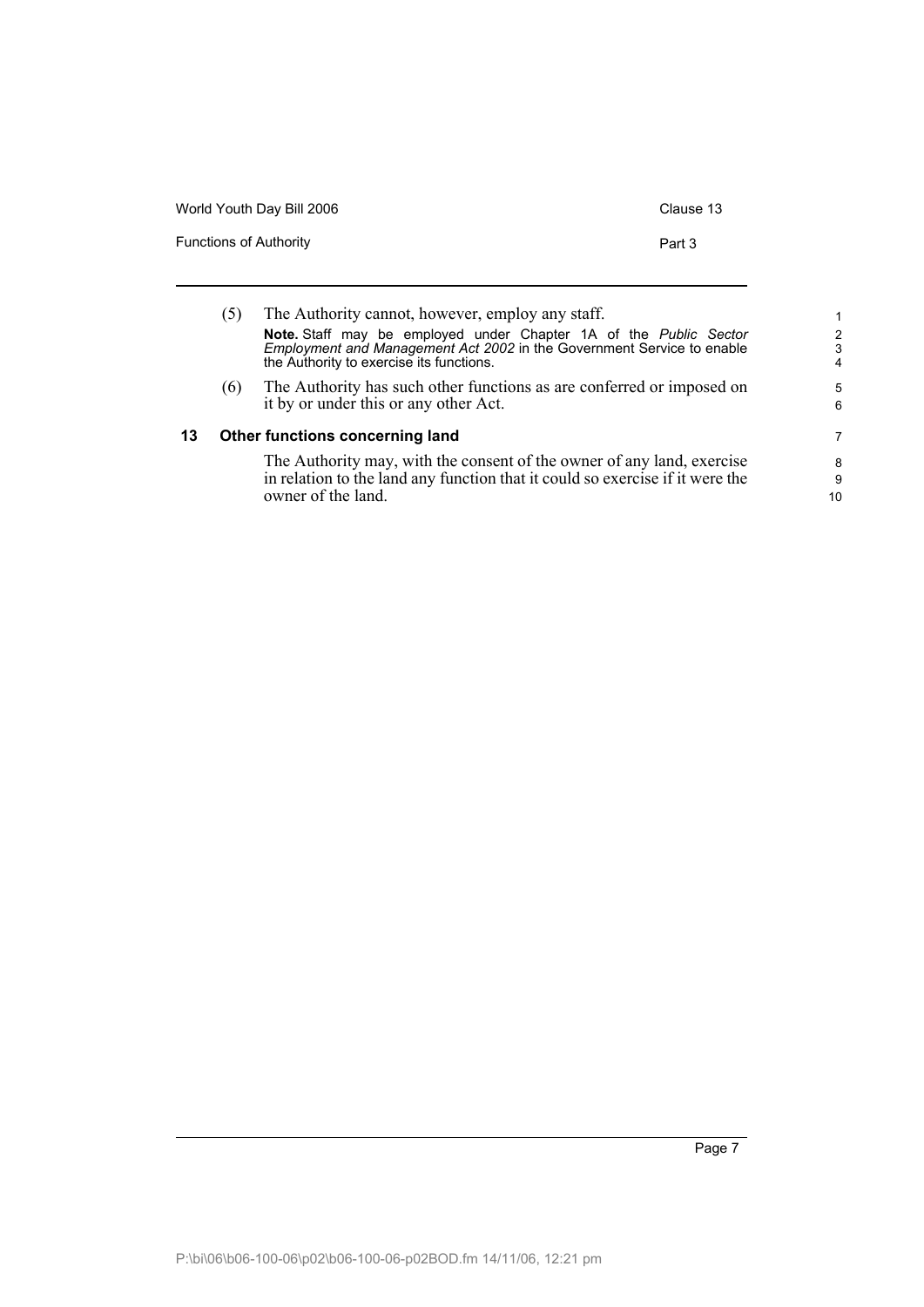(5) The Authority cannot, however, employ any staff.

**Note.** Staff may be employed under Chapter 1A of the *Public Sector Employment and Management Act 2002* in the Government Service to enable the Authority to exercise its functions.

(6) The Authority has such other functions as are conferred or imposed on it by or under this or any other Act.

### 13 Other functions concerning land

The Authority may, with the consent of the owner of any land, exercise in relation to the land any function that it could so exercise if it were the owner of the land.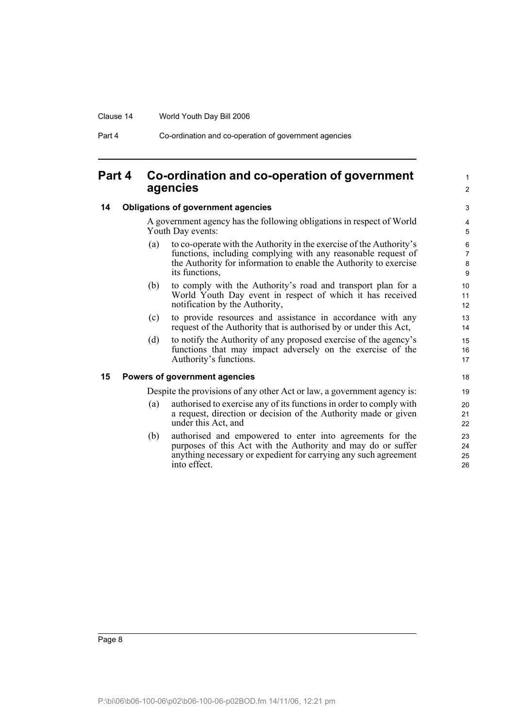# Part 4 Co-ordination and co-operation of government agencies

## 14 Obligations of government agencies

A government agency has the following obligations in respect of World Youth Day events:

(a) to co-operate with the Authority in the exercise of the Authority's functions, including complying with any reasonable request of the Authority for information to enable the Authority to exercise its functions,

(b) to comply with the Authority's road and transport plan for a World Youth Day event in respect of which it has received notification by the Authority,

(c) to provide resources and assistance in accordance with any request of the Authority that is authorised by or under this Act,

(d) to notify the Authority of any proposed exercise of the agency's functions that may impact adversely on the exercise of the Authority's functions.

## 15 Powers of government agencies

Despite the provisions of any other Act or law, a government agency is:

(a) authorised to exercise any of its functions in order to comply with a request, direction or decision of the Authority made or given under this Act, and

(b) authorised and empowered to enter into agreements for the purposes of this Act with the Authority and may do or suffer anything necessary or expedient for carrying any such agreement into effect.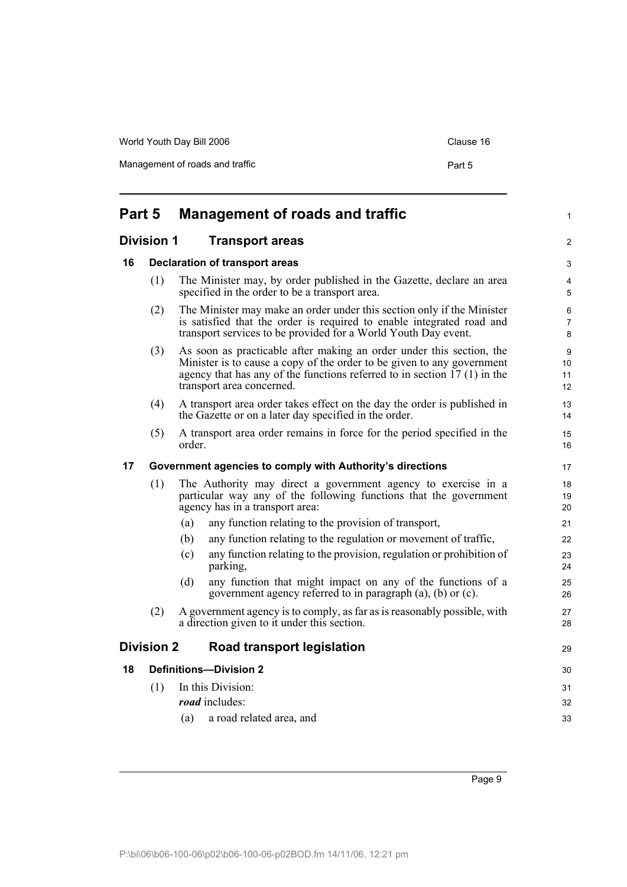# Part 5 Management of roads and traffic

## Division 1 Transport areas

### 16 Declaration of transport areas

(1) The Minister may, by order published in the Gazette, declare an area specified in the order to be a transport area.

(2) The Minister may make an order under this section only if the Minister is satisfied that the order is required to enable integrated road and transport services to be provided for a World Youth Day event.

(3) As soon as practicable after making an order under this section, the Minister is to cause a copy of the order to be given to any government agency that has any of the functions referred to in section 17 (1) in the transport area concerned.

(4) A transport area order takes effect on the day the order is published in the Gazette or on a later day specified in the order.

(5) A transport area order remains in force for the period specified in the order.

### 17 Government agencies to comply with Authority's directions

(1) The Authority may direct a government agency to exercise in a particular way any of the following functions that the government agency has in a transport area:

- (a) any function relating to the provision of transport,
- (b) any function relating to the regulation or movement of traffic,
- (c) any function relating to the provision, regulation or prohibition of parking,
- (d) any function that might impact on any of the functions of a government agency referred to in paragraph (a), (b) or (c).

(2) A government agency is to comply, as far as is reasonably possible, with a direction given to it under this section.

## Division 2 Road transport legislation

### 18 Definitions—Division 2

(1) In this Division:

***road*** includes:

- (a) a road related area, and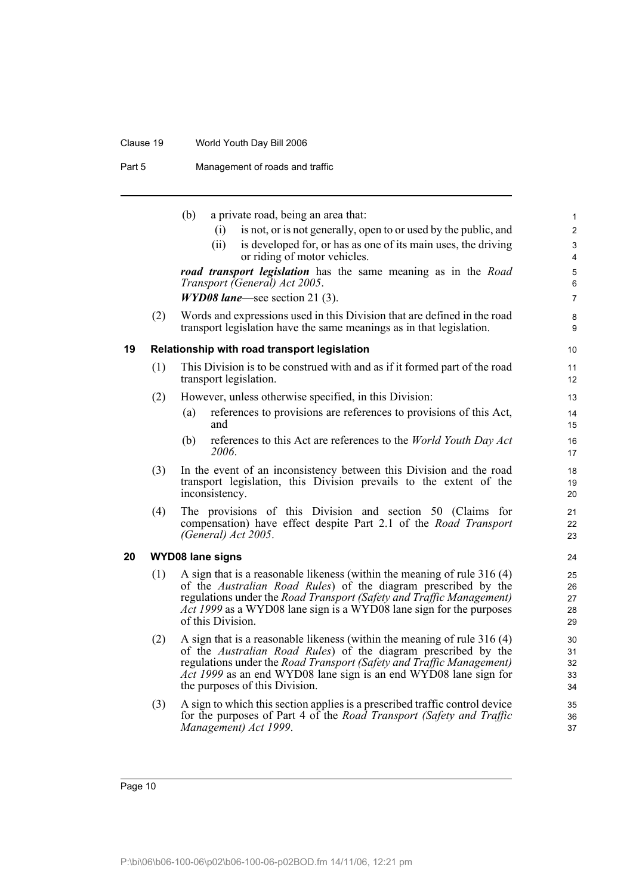(b) a private road, being an area that:

(i) is not, or is not generally, open to or used by the public, and

(ii) is developed for, or has as one of its main uses, the driving or riding of motor vehicles.

***road transport legislation*** has the same meaning as in the *Road Transport (General) Act 2005*.

***WYD08 lane***—see section 21 (3).

(2) Words and expressions used in this Division that are defined in the road transport legislation have the same meanings as in that legislation.

### 19 Relationship with road transport legislation

(1) This Division is to be construed with and as if it formed part of the road transport legislation.

(2) However, unless otherwise specified, in this Division:

(a) references to provisions are references to provisions of this Act, and

(b) references to this Act are references to the *World Youth Day Act 2006*.

(3) In the event of an inconsistency between this Division and the road transport legislation, this Division prevails to the extent of the inconsistency.

(4) The provisions of this Division and section 50 (Claims for compensation) have effect despite Part 2.1 of the *Road Transport (General) Act 2005*.

### 20 WYD08 lane signs

(1) A sign that is a reasonable likeness (within the meaning of rule 316 (4) of the *Australian Road Rules*) of the diagram prescribed by the regulations under the *Road Transport (Safety and Traffic Management) Act 1999* as a WYD08 lane sign is a WYD08 lane sign for the purposes of this Division.

(2) A sign that is a reasonable likeness (within the meaning of rule 316 (4) of the *Australian Road Rules*) of the diagram prescribed by the regulations under the *Road Transport (Safety and Traffic Management) Act 1999* as an end WYD08 lane sign is an end WYD08 lane sign for the purposes of this Division.

(3) A sign to which this section applies is a prescribed traffic control device for the purposes of Part 4 of the *Road Transport (Safety and Traffic Management) Act 1999*.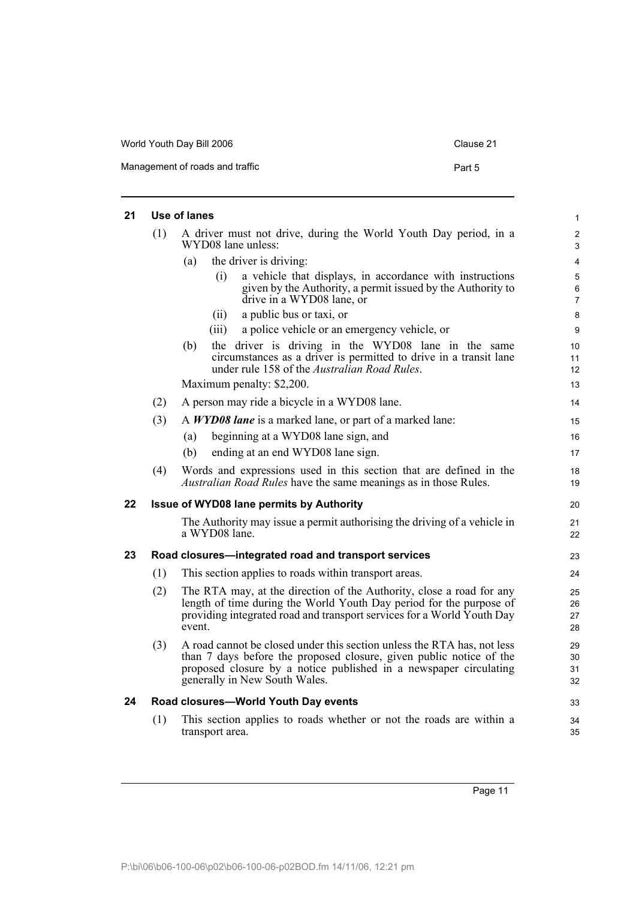## 21 Use of lanes

(1) A driver must not drive, during the World Youth Day period, in a WYD08 lane unless:

- (a) the driver is driving:
  - (i) a vehicle that displays, in accordance with instructions given by the Authority, a permit issued by the Authority to drive in a WYD08 lane, or
  - (ii) a public bus or taxi, or
  - (iii) a police vehicle or an emergency vehicle, or
- (b) the driver is driving in the WYD08 lane in the same circumstances as a driver is permitted to drive in a transit lane under rule 158 of the *Australian Road Rules*.

Maximum penalty: $2,200.

(2) A person may ride a bicycle in a WYD08 lane.

(3) A ***WYD08 lane*** is a marked lane, or part of a marked lane:

- (a) beginning at a WYD08 lane sign, and
- (b) ending at an end WYD08 lane sign.

(4) Words and expressions used in this section that are defined in the *Australian Road Rules* have the same meanings as in those Rules.

## 22 Issue of WYD08 lane permits by Authority

The Authority may issue a permit authorising the driving of a vehicle in a WYD08 lane.

## 23 Road closures—integrated road and transport services

(1) This section applies to roads within transport areas.

(2) The RTA may, at the direction of the Authority, close a road for any length of time during the World Youth Day period for the purpose of providing integrated road and transport services for a World Youth Day event.

(3) A road cannot be closed under this section unless the RTA has, not less than 7 days before the proposed closure, given public notice of the proposed closure by a notice published in a newspaper circulating generally in New South Wales.

## 24 Road closures—World Youth Day events

(1) This section applies to roads whether or not the roads are within a transport area.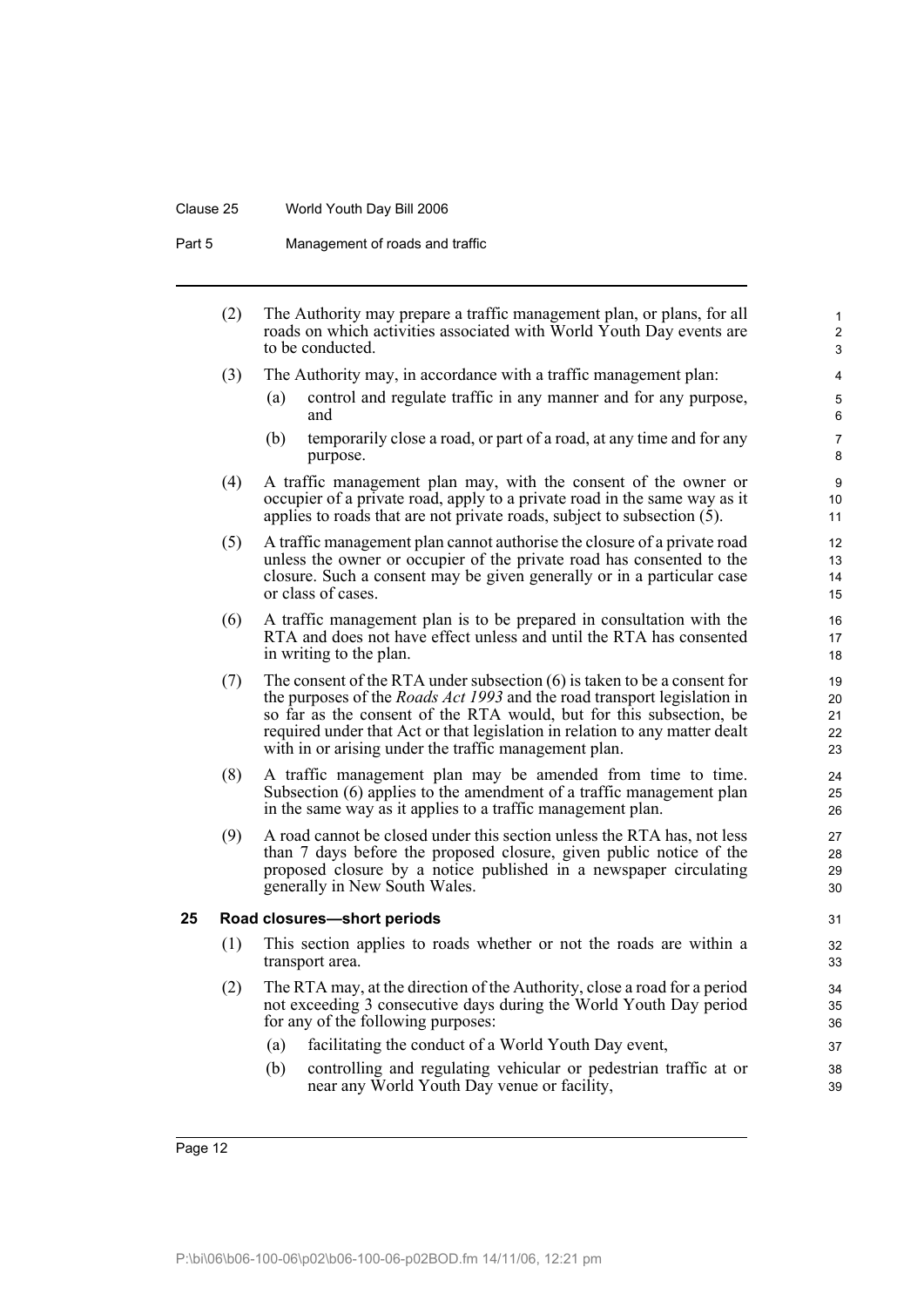(2) The Authority may prepare a traffic management plan, or plans, for all roads on which activities associated with World Youth Day events are to be conducted.

(3) The Authority may, in accordance with a traffic management plan:

(a) control and regulate traffic in any manner and for any purpose, and

(b) temporarily close a road, or part of a road, at any time and for any purpose.

(4) A traffic management plan may, with the consent of the owner or occupier of a private road, apply to a private road in the same way as it applies to roads that are not private roads, subject to subsection (5).

(5) A traffic management plan cannot authorise the closure of a private road unless the owner or occupier of the private road has consented to the closure. Such a consent may be given generally or in a particular case or class of cases.

(6) A traffic management plan is to be prepared in consultation with the RTA and does not have effect unless and until the RTA has consented in writing to the plan.

(7) The consent of the RTA under subsection (6) is taken to be a consent for the purposes of the *Roads Act 1993* and the road transport legislation in so far as the consent of the RTA would, but for this subsection, be required under that Act or that legislation in relation to any matter dealt with in or arising under the traffic management plan.

(8) A traffic management plan may be amended from time to time. Subsection (6) applies to the amendment of a traffic management plan in the same way as it applies to a traffic management plan.

(9) A road cannot be closed under this section unless the RTA has, not less than 7 days before the proposed closure, given public notice of the proposed closure by a notice published in a newspaper circulating generally in New South Wales.

### 25 Road closures—short periods

(1) This section applies to roads whether or not the roads are within a transport area.

(2) The RTA may, at the direction of the Authority, close a road for a period not exceeding 3 consecutive days during the World Youth Day period for any of the following purposes:

(a) facilitating the conduct of a World Youth Day event,

(b) controlling and regulating vehicular or pedestrian traffic at or near any World Youth Day venue or facility,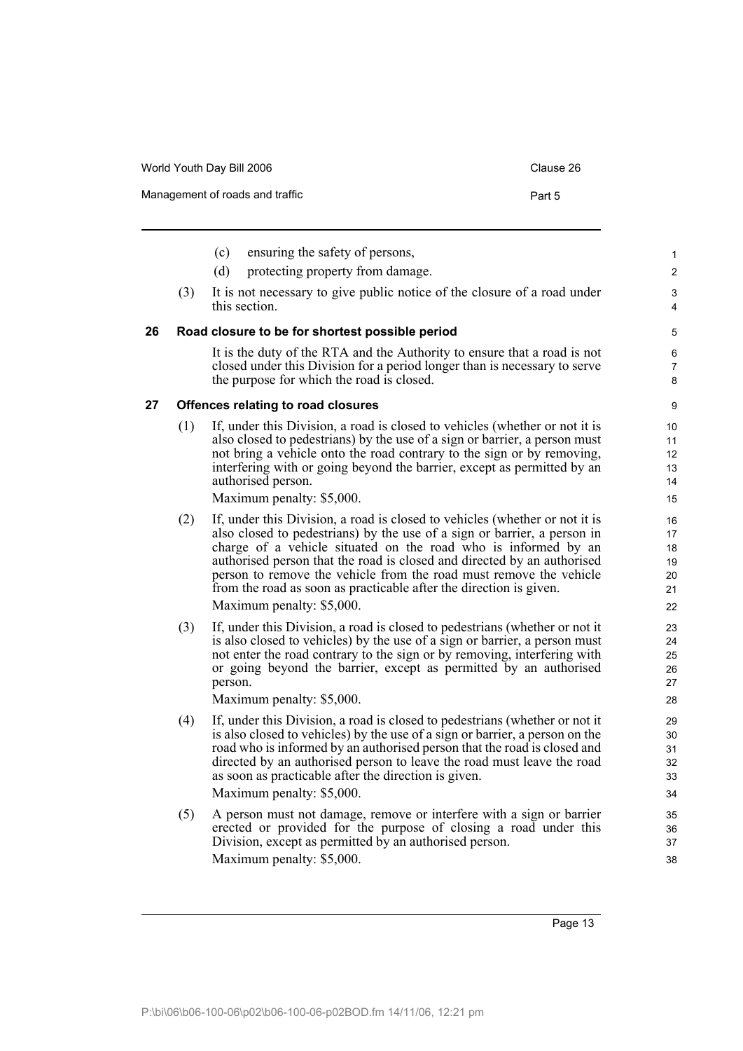(c) ensuring the safety of persons,

(d) protecting property from damage.

(3) It is not necessary to give public notice of the closure of a road under this section.

### 26 Road closure to be for shortest possible period

It is the duty of the RTA and the Authority to ensure that a road is not closed under this Division for a period longer than is necessary to serve the purpose for which the road is closed.

### 27 Offences relating to road closures

(1) If, under this Division, a road is closed to vehicles (whether or not it is also closed to pedestrians) by the use of a sign or barrier, a person must not bring a vehicle onto the road contrary to the sign or by removing, interfering with or going beyond the barrier, except as permitted by an authorised person.

Maximum penalty: $5,000.

(2) If, under this Division, a road is closed to vehicles (whether or not it is also closed to pedestrians) by the use of a sign or barrier, a person in charge of a vehicle situated on the road who is informed by an authorised person that the road is closed and directed by an authorised person to remove the vehicle from the road must remove the vehicle from the road as soon as practicable after the direction is given.

Maximum penalty: $5,000.

(3) If, under this Division, a road is closed to pedestrians (whether or not it is also closed to vehicles) by the use of a sign or barrier, a person must not enter the road contrary to the sign or by removing, interfering with or going beyond the barrier, except as permitted by an authorised person.

Maximum penalty: $5,000.

(4) If, under this Division, a road is closed to pedestrians (whether or not it is also closed to vehicles) by the use of a sign or barrier, a person on the road who is informed by an authorised person that the road is closed and directed by an authorised person to leave the road must leave the road as soon as practicable after the direction is given.

Maximum penalty: $5,000.

(5) A person must not damage, remove or interfere with a sign or barrier erected or provided for the purpose of closing a road under this Division, except as permitted by an authorised person.

Maximum penalty: $5,000.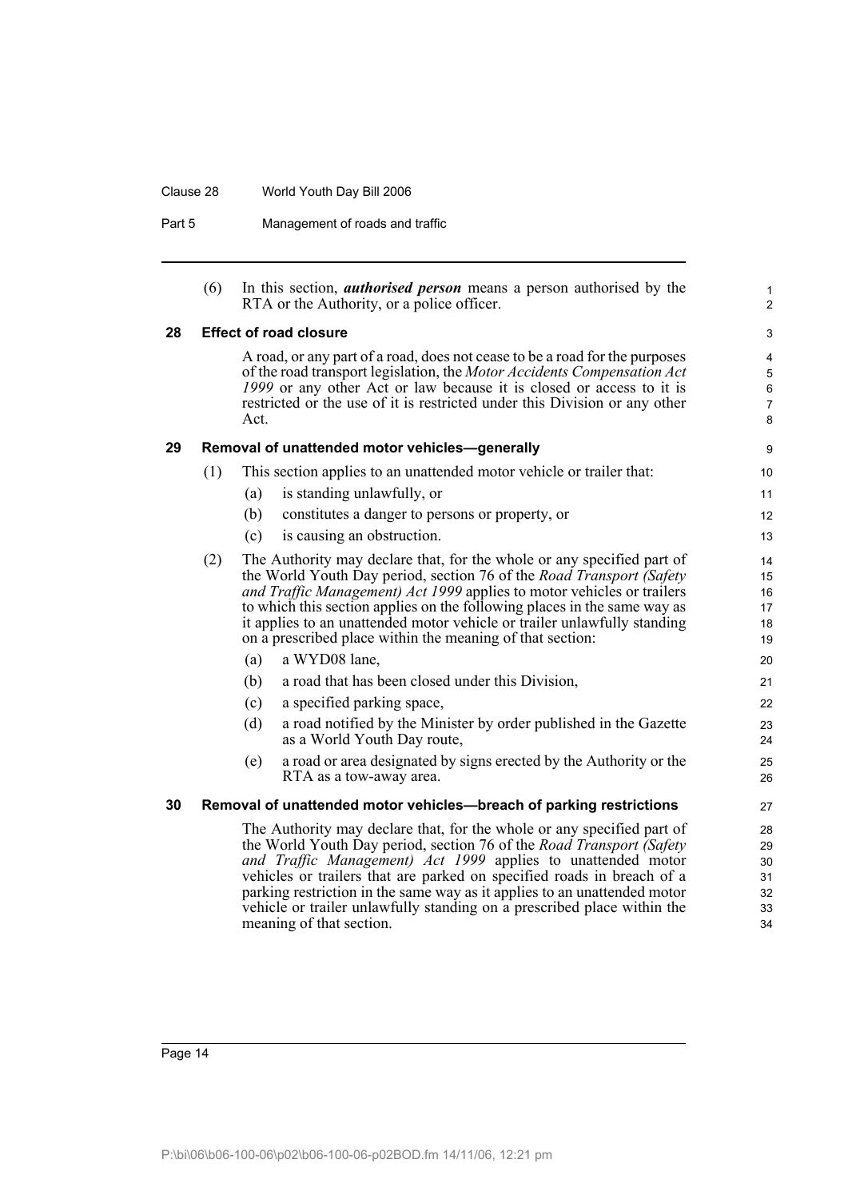(6) In this section, ***authorised person*** means a person authorised by the RTA or the Authority, or a police officer.

### 28 Effect of road closure

A road, or any part of a road, does not cease to be a road for the purposes of the road transport legislation, the *Motor Accidents Compensation Act 1999* or any other Act or law because it is closed or access to it is restricted or the use of it is restricted under this Division or any other Act.

### 29 Removal of unattended motor vehicles—generally

(1) This section applies to an unattended motor vehicle or trailer that:

- (a) is standing unlawfully, or
- (b) constitutes a danger to persons or property, or
- (c) is causing an obstruction.

(2) The Authority may declare that, for the whole or any specified part of the World Youth Day period, section 76 of the *Road Transport (Safety and Traffic Management) Act 1999* applies to motor vehicles or trailers to which this section applies on the following places in the same way as it applies to an unattended motor vehicle or trailer unlawfully standing on a prescribed place within the meaning of that section:

- (a) a WYD08 lane,
- (b) a road that has been closed under this Division,
- (c) a specified parking space,
- (d) a road notified by the Minister by order published in the Gazette as a World Youth Day route,
- (e) a road or area designated by signs erected by the Authority or the RTA as a tow-away area.

### 30 Removal of unattended motor vehicles—breach of parking restrictions

The Authority may declare that, for the whole or any specified part of the World Youth Day period, section 76 of the *Road Transport (Safety and Traffic Management) Act 1999* applies to unattended motor vehicles or trailers that are parked on specified roads in breach of a parking restriction in the same way as it applies to an unattended motor vehicle or trailer unlawfully standing on a prescribed place within the meaning of that section.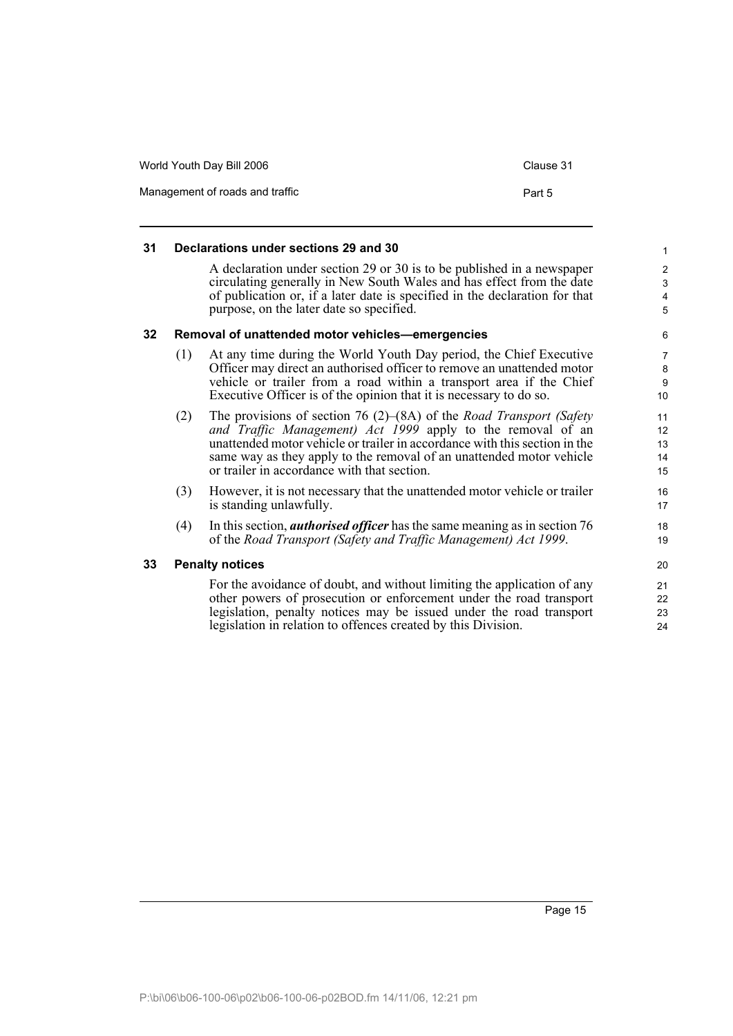### 31 Declarations under sections 29 and 30

A declaration under section 29 or 30 is to be published in a newspaper circulating generally in New South Wales and has effect from the date of publication or, if a later date is specified in the declaration for that purpose, on the later date so specified.

### 32 Removal of unattended motor vehicles—emergencies

(1) At any time during the World Youth Day period, the Chief Executive Officer may direct an authorised officer to remove an unattended motor vehicle or trailer from a road within a transport area if the Chief Executive Officer is of the opinion that it is necessary to do so.

(2) The provisions of section 76 (2)–(8A) of the *Road Transport (Safety and Traffic Management) Act 1999* apply to the removal of an unattended motor vehicle or trailer in accordance with this section in the same way as they apply to the removal of an unattended motor vehicle or trailer in accordance with that section.

(3) However, it is not necessary that the unattended motor vehicle or trailer is standing unlawfully.

(4) In this section, ***authorised officer*** has the same meaning as in section 76 of the *Road Transport (Safety and Traffic Management) Act 1999*.

### 33 Penalty notices

For the avoidance of doubt, and without limiting the application of any other powers of prosecution or enforcement under the road transport legislation, penalty notices may be issued under the road transport legislation in relation to offences created by this Division.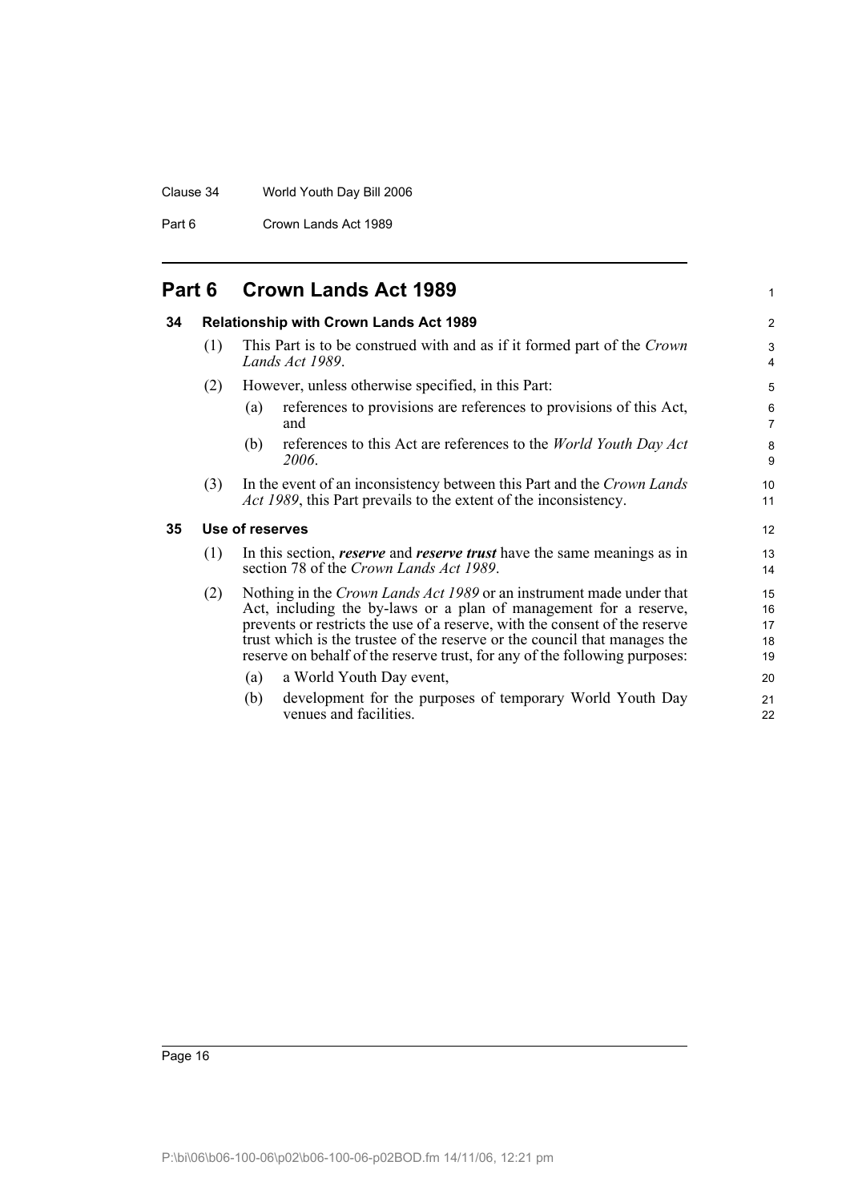# Part 6 Crown Lands Act 1989

## 34 Relationship with Crown Lands Act 1989

(1) This Part is to be construed with and as if it formed part of the *Crown Lands Act 1989*.

(2) However, unless otherwise specified, in this Part:

- (a) references to provisions are references to provisions of this Act, and
- (b) references to this Act are references to the *World Youth Day Act 2006*.

(3) In the event of an inconsistency between this Part and the *Crown Lands Act 1989*, this Part prevails to the extent of the inconsistency.

## 35 Use of reserves

(1) In this section, ***reserve*** and ***reserve trust*** have the same meanings as in section 78 of the *Crown Lands Act 1989*.

(2) Nothing in the *Crown Lands Act 1989* or an instrument made under that Act, including the by-laws or a plan of management for a reserve, prevents or restricts the use of a reserve, with the consent of the reserve trust which is the trustee of the reserve or the council that manages the reserve on behalf of the reserve trust, for any of the following purposes:

- (a) a World Youth Day event,
- (b) development for the purposes of temporary World Youth Day venues and facilities.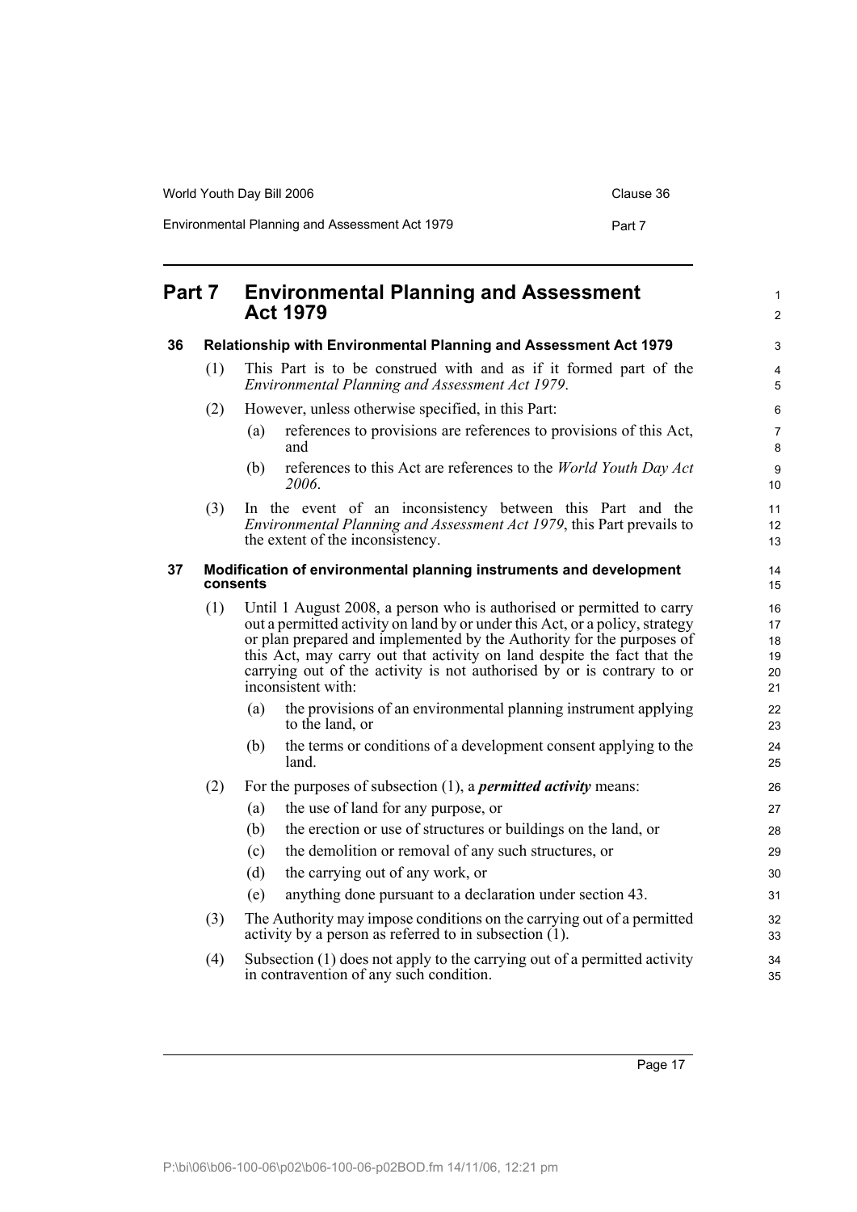# Part 7 Environmental Planning and Assessment Act 1979

## 36 Relationship with Environmental Planning and Assessment Act 1979

(1) This Part is to be construed with and as if it formed part of the *Environmental Planning and Assessment Act 1979*.

(2) However, unless otherwise specified, in this Part:

(a) references to provisions are references to provisions of this Act, and

(b) references to this Act are references to the *World Youth Day Act 2006*.

(3) In the event of an inconsistency between this Part and the *Environmental Planning and Assessment Act 1979*, this Part prevails to the extent of the inconsistency.

## 37 Modification of environmental planning instruments and development consents

(1) Until 1 August 2008, a person who is authorised or permitted to carry out a permitted activity on land by or under this Act, or a policy, strategy or plan prepared and implemented by the Authority for the purposes of this Act, may carry out that activity on land despite the fact that the carrying out of the activity is not authorised by or is contrary to or inconsistent with:

(a) the provisions of an environmental planning instrument applying to the land, or

(b) the terms or conditions of a development consent applying to the land.

(2) For the purposes of subsection (1), a ***permitted activity*** means:

(a) the use of land for any purpose, or

(b) the erection or use of structures or buildings on the land, or

(c) the demolition or removal of any such structures, or

(d) the carrying out of any work, or

(e) anything done pursuant to a declaration under section 43.

(3) The Authority may impose conditions on the carrying out of a permitted activity by a person as referred to in subsection (1).

(4) Subsection (1) does not apply to the carrying out of a permitted activity in contravention of any such condition.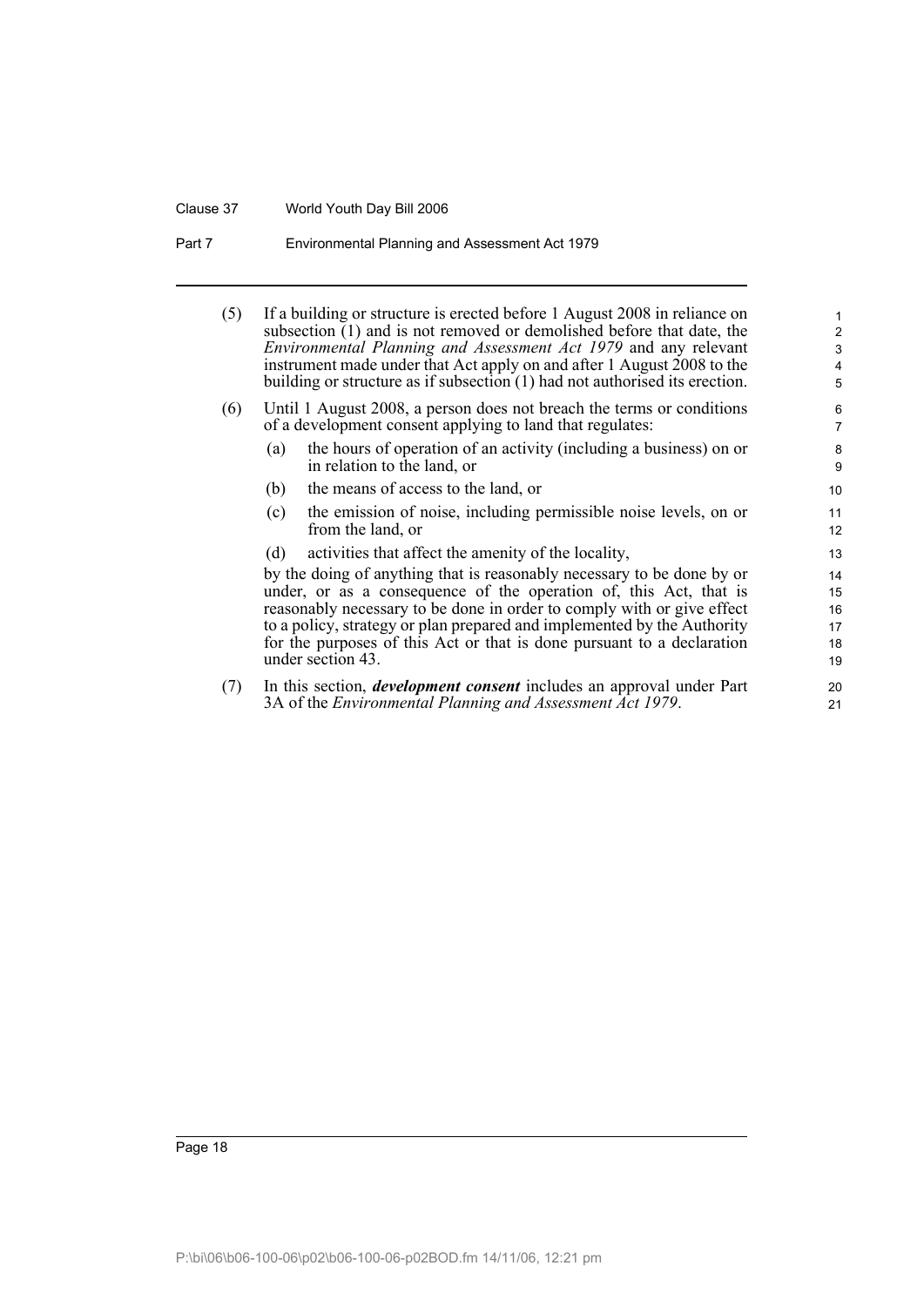(5) If a building or structure is erected before 1 August 2008 in reliance on subsection (1) and is not removed or demolished before that date, the *Environmental Planning and Assessment Act 1979* and any relevant instrument made under that Act apply on and after 1 August 2008 to the building or structure as if subsection (1) had not authorised its erection.

(6) Until 1 August 2008, a person does not breach the terms or conditions of a development consent applying to land that regulates:

- (a) the hours of operation of an activity (including a business) on or in relation to the land, or
- (b) the means of access to the land, or
- (c) the emission of noise, including permissible noise levels, on or from the land, or
- (d) activities that affect the amenity of the locality,

by the doing of anything that is reasonably necessary to be done by or under, or as a consequence of the operation of, this Act, that is reasonably necessary to be done in order to comply with or give effect to a policy, strategy or plan prepared and implemented by the Authority for the purposes of this Act or that is done pursuant to a declaration under section 43.

(7) In this section, ***development consent*** includes an approval under Part 3A of the *Environmental Planning and Assessment Act 1979*.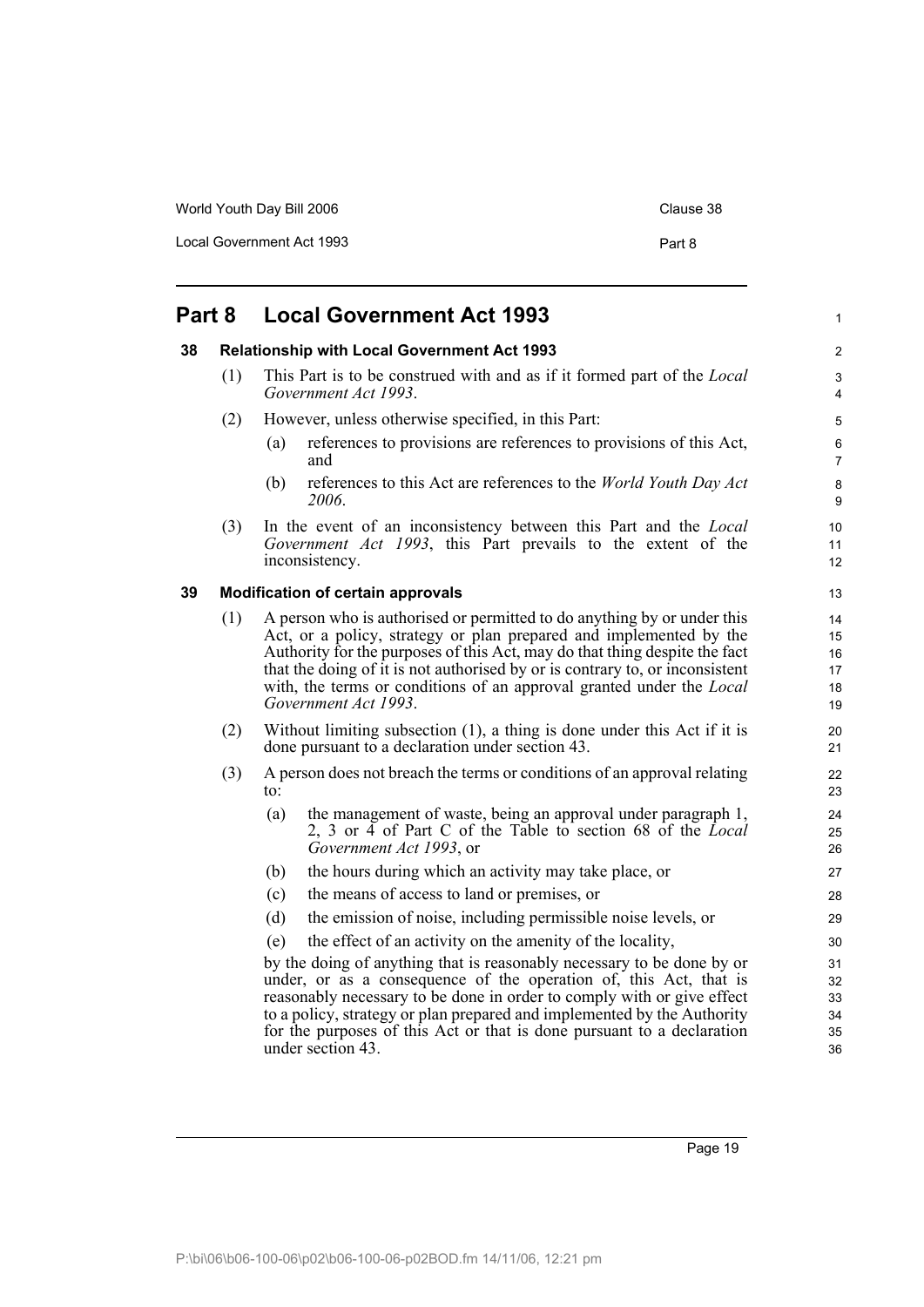## Part 8 Local Government Act 1993

### 38 Relationship with Local Government Act 1993

(1) This Part is to be construed with and as if it formed part of the *Local Government Act 1993*.

(2) However, unless otherwise specified, in this Part:

- (a) references to provisions are references to provisions of this Act, and
- (b) references to this Act are references to the *World Youth Day Act 2006*.

(3) In the event of an inconsistency between this Part and the *Local Government Act 1993*, this Part prevails to the extent of the inconsistency.

### 39 Modification of certain approvals

(1) A person who is authorised or permitted to do anything by or under this Act, or a policy, strategy or plan prepared and implemented by the Authority for the purposes of this Act, may do that thing despite the fact that the doing of it is not authorised by or is contrary to, or inconsistent with, the terms or conditions of an approval granted under the *Local Government Act 1993*.

(2) Without limiting subsection (1), a thing is done under this Act if it is done pursuant to a declaration under section 43.

(3) A person does not breach the terms or conditions of an approval relating to:

- (a) the management of waste, being an approval under paragraph 1, 2, 3 or 4 of Part C of the Table to section 68 of the *Local Government Act 1993*, or
- (b) the hours during which an activity may take place, or
- (c) the means of access to land or premises, or
- (d) the emission of noise, including permissible noise levels, or
- (e) the effect of an activity on the amenity of the locality,

by the doing of anything that is reasonably necessary to be done by or under, or as a consequence of the operation of, this Act, that is reasonably necessary to be done in order to comply with or give effect to a policy, strategy or plan prepared and implemented by the Authority for the purposes of this Act or that is done pursuant to a declaration under section 43.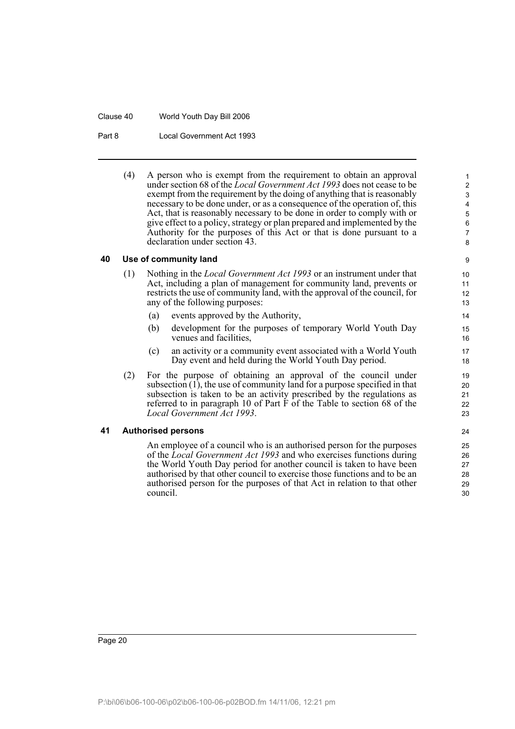(4) A person who is exempt from the requirement to obtain an approval under section 68 of the *Local Government Act 1993* does not cease to be exempt from the requirement by the doing of anything that is reasonably necessary to be done under, or as a consequence of the operation of, this Act, that is reasonably necessary to be done in order to comply with or give effect to a policy, strategy or plan prepared and implemented by the Authority for the purposes of this Act or that is done pursuant to a declaration under section 43.

### 40 Use of community land

(1) Nothing in the *Local Government Act 1993* or an instrument under that Act, including a plan of management for community land, prevents or restricts the use of community land, with the approval of the council, for any of the following purposes:

- (a) events approved by the Authority,
- (b) development for the purposes of temporary World Youth Day venues and facilities,
- (c) an activity or a community event associated with a World Youth Day event and held during the World Youth Day period.

(2) For the purpose of obtaining an approval of the council under subsection (1), the use of community land for a purpose specified in that subsection is taken to be an activity prescribed by the regulations as referred to in paragraph 10 of Part F of the Table to section 68 of the *Local Government Act 1993*.

### 41 Authorised persons

An employee of a council who is an authorised person for the purposes of the *Local Government Act 1993* and who exercises functions during the World Youth Day period for another council is taken to have been authorised by that other council to exercise those functions and to be an authorised person for the purposes of that Act in relation to that other council.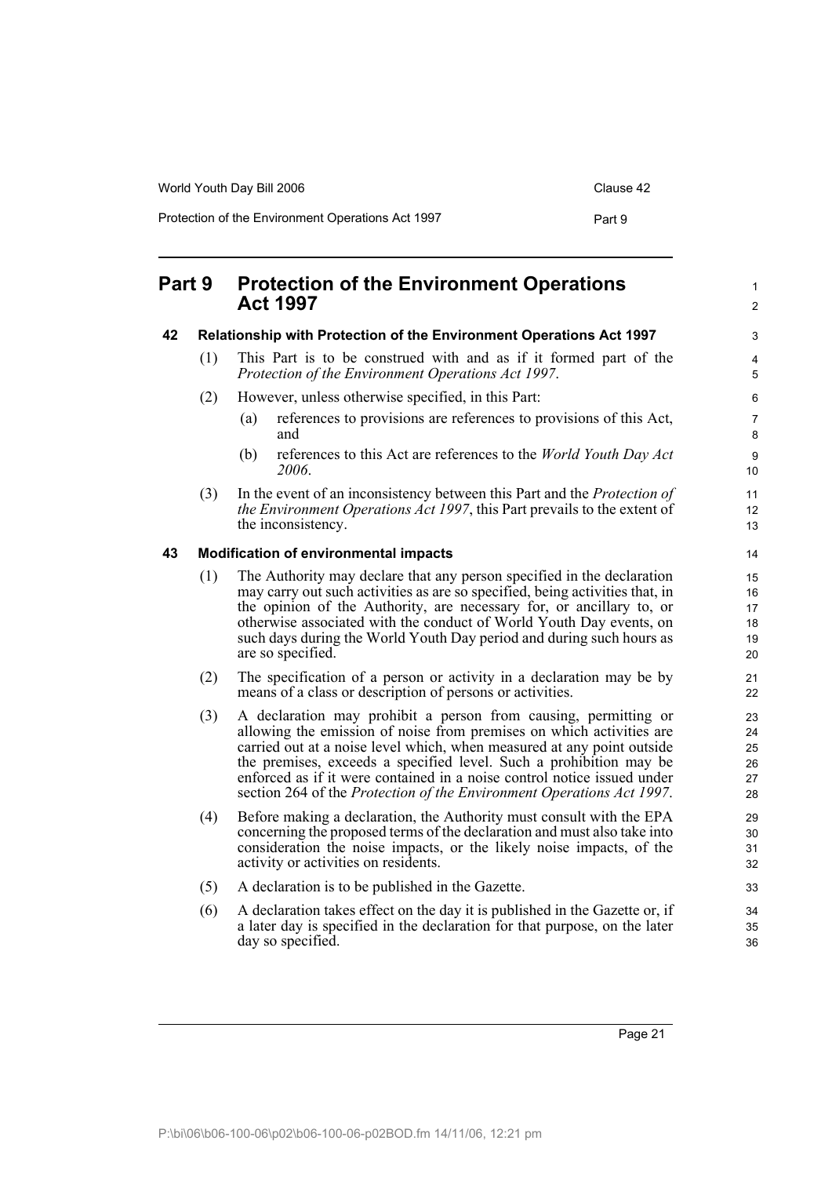# Part 9 Protection of the Environment Operations Act 1997

## 42 Relationship with Protection of the Environment Operations Act 1997

(1) This Part is to be construed with and as if it formed part of the *Protection of the Environment Operations Act 1997*.

(2) However, unless otherwise specified, in this Part:

- (a) references to provisions are references to provisions of this Act, and
- (b) references to this Act are references to the *World Youth Day Act 2006*.

(3) In the event of an inconsistency between this Part and the *Protection of the Environment Operations Act 1997*, this Part prevails to the extent of the inconsistency.

## 43 Modification of environmental impacts

(1) The Authority may declare that any person specified in the declaration may carry out such activities as are so specified, being activities that, in the opinion of the Authority, are necessary for, or ancillary to, or otherwise associated with the conduct of World Youth Day events, on such days during the World Youth Day period and during such hours as are so specified.

(2) The specification of a person or activity in a declaration may be by means of a class or description of persons or activities.

(3) A declaration may prohibit a person from causing, permitting or allowing the emission of noise from premises on which activities are carried out at a noise level which, when measured at any point outside the premises, exceeds a specified level. Such a prohibition may be enforced as if it were contained in a noise control notice issued under section 264 of the *Protection of the Environment Operations Act 1997*.

(4) Before making a declaration, the Authority must consult with the EPA concerning the proposed terms of the declaration and must also take into consideration the noise impacts, or the likely noise impacts, of the activity or activities on residents.

(5) A declaration is to be published in the Gazette.

(6) A declaration takes effect on the day it is published in the Gazette or, if a later day is specified in the declaration for that purpose, on the later day so specified.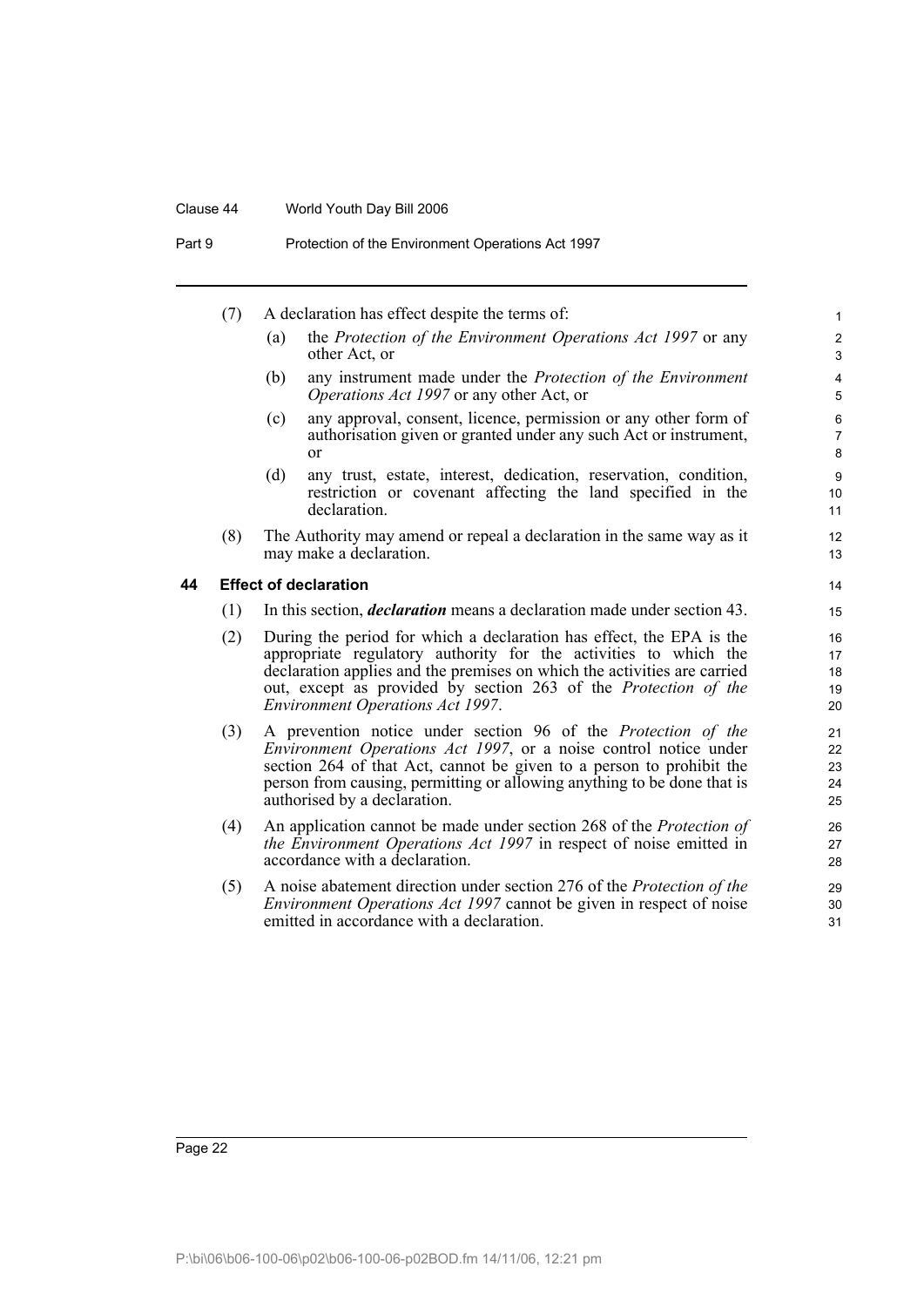(7) A declaration has effect despite the terms of:

(a) the *Protection of the Environment Operations Act 1997* or any other Act, or

(b) any instrument made under the *Protection of the Environment Operations Act 1997* or any other Act, or

(c) any approval, consent, licence, permission or any other form of authorisation given or granted under any such Act or instrument, or

(d) any trust, estate, interest, dedication, reservation, condition, restriction or covenant affecting the land specified in the declaration.

(8) The Authority may amend or repeal a declaration in the same way as it may make a declaration.

## 44 Effect of declaration

(1) In this section, ***declaration*** means a declaration made under section 43.

(2) During the period for which a declaration has effect, the EPA is the appropriate regulatory authority for the activities to which the declaration applies and the premises on which the activities are carried out, except as provided by section 263 of the *Protection of the Environment Operations Act 1997*.

(3) A prevention notice under section 96 of the *Protection of the Environment Operations Act 1997*, or a noise control notice under section 264 of that Act, cannot be given to a person to prohibit the person from causing, permitting or allowing anything to be done that is authorised by a declaration.

(4) An application cannot be made under section 268 of the *Protection of the Environment Operations Act 1997* in respect of noise emitted in accordance with a declaration.

(5) A noise abatement direction under section 276 of the *Protection of the Environment Operations Act 1997* cannot be given in respect of noise emitted in accordance with a declaration.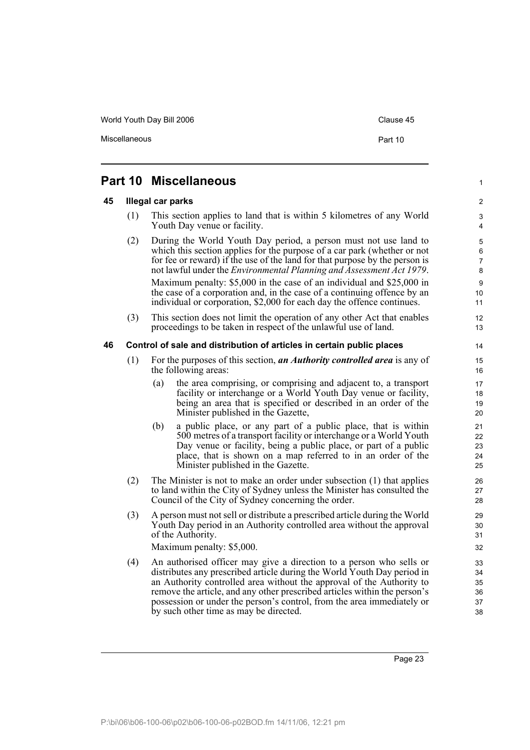## Part 10 Miscellaneous

### 45 Illegal car parks

(1) This section applies to land that is within 5 kilometres of any World Youth Day venue or facility.

(2) During the World Youth Day period, a person must not use land to which this section applies for the purpose of a car park (whether or not for fee or reward) if the use of the land for that purpose by the person is not lawful under the *Environmental Planning and Assessment Act 1979*.

Maximum penalty: $5,000 in the case of an individual and $25,000 in the case of a corporation and, in the case of a continuing offence by an individual or corporation, $2,000 for each day the offence continues.

(3) This section does not limit the operation of any other Act that enables proceedings to be taken in respect of the unlawful use of land.

### 46 Control of sale and distribution of articles in certain public places

(1) For the purposes of this section, ***an Authority controlled area*** is any of the following areas:

(a) the area comprising, or comprising and adjacent to, a transport facility or interchange or a World Youth Day venue or facility, being an area that is specified or described in an order of the Minister published in the Gazette,

(b) a public place, or any part of a public place, that is within 500 metres of a transport facility or interchange or a World Youth Day venue or facility, being a public place, or part of a public place, that is shown on a map referred to in an order of the Minister published in the Gazette.

(2) The Minister is not to make an order under subsection (1) that applies to land within the City of Sydney unless the Minister has consulted the Council of the City of Sydney concerning the order.

(3) A person must not sell or distribute a prescribed article during the World Youth Day period in an Authority controlled area without the approval of the Authority.

Maximum penalty: $5,000.

(4) An authorised officer may give a direction to a person who sells or distributes any prescribed article during the World Youth Day period in an Authority controlled area without the approval of the Authority to remove the article, and any other prescribed articles within the person's possession or under the person's control, from the area immediately or by such other time as may be directed.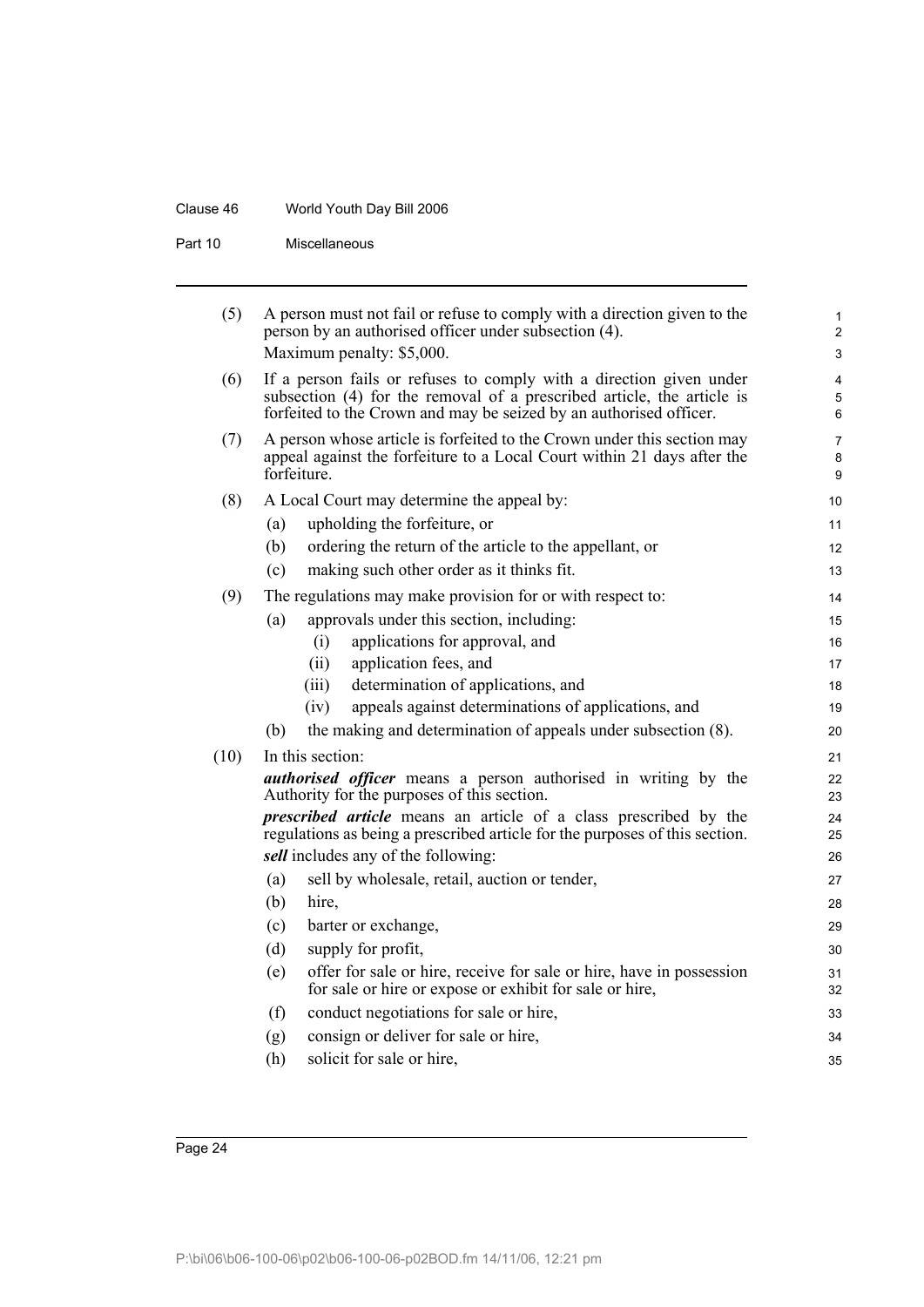(5) A person must not fail or refuse to comply with a direction given to the person by an authorised officer under subsection (4).

Maximum penalty: $5,000.

(6) If a person fails or refuses to comply with a direction given under subsection (4) for the removal of a prescribed article, the article is forfeited to the Crown and may be seized by an authorised officer.

(7) A person whose article is forfeited to the Crown under this section may appeal against the forfeiture to a Local Court within 21 days after the forfeiture.

(8) A Local Court may determine the appeal by:

- (a) upholding the forfeiture, or
- (b) ordering the return of the article to the appellant, or
- (c) making such other order as it thinks fit.

(9) The regulations may make provision for or with respect to:

- (a) approvals under this section, including:
  - (i) applications for approval, and
  - (ii) application fees, and
  - (iii) determination of applications, and
  - (iv) appeals against determinations of applications, and
- (b) the making and determination of appeals under subsection (8).

(10) In this section:

***authorised officer*** means a person authorised in writing by the Authority for the purposes of this section.

***prescribed article*** means an article of a class prescribed by the regulations as being a prescribed article for the purposes of this section.

***sell*** includes any of the following:

- (a) sell by wholesale, retail, auction or tender,
- (b) hire,
- (c) barter or exchange,
- (d) supply for profit,
- (e) offer for sale or hire, receive for sale or hire, have in possession for sale or hire or expose or exhibit for sale or hire,
- (f) conduct negotiations for sale or hire,
- (g) consign or deliver for sale or hire,
- (h) solicit for sale or hire,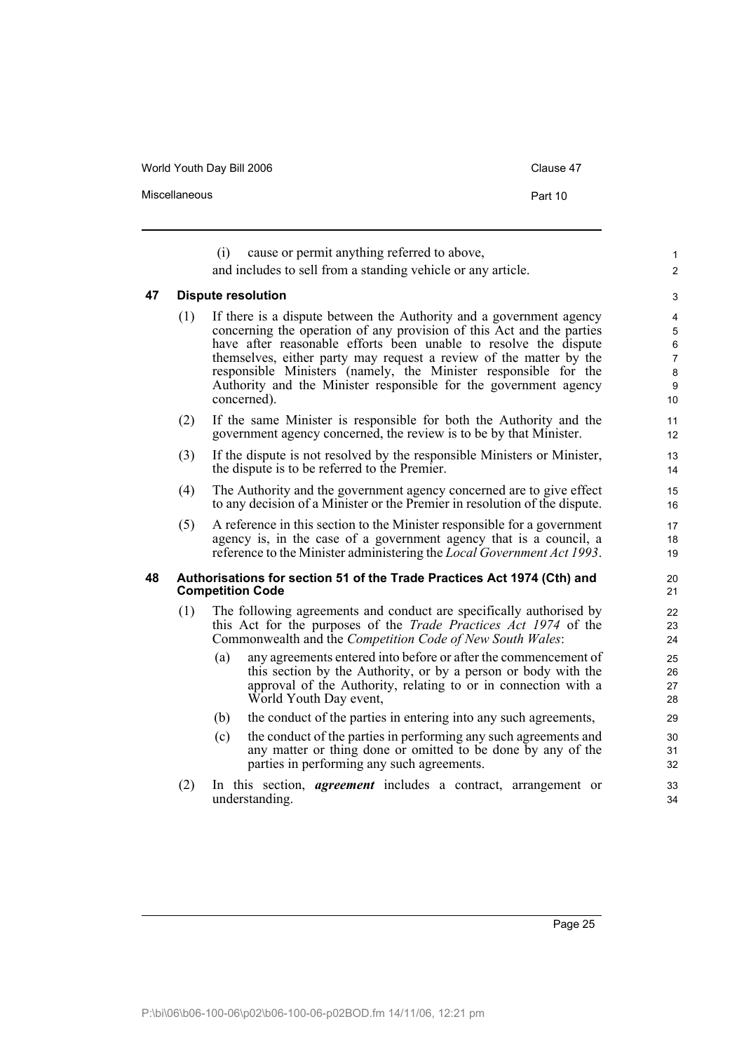(i) cause or permit anything referred to above,

and includes to sell from a standing vehicle or any article.

## 47 Dispute resolution

(1) If there is a dispute between the Authority and a government agency concerning the operation of any provision of this Act and the parties have after reasonable efforts been unable to resolve the dispute themselves, either party may request a review of the matter by the responsible Ministers (namely, the Minister responsible for the Authority and the Minister responsible for the government agency concerned).

(2) If the same Minister is responsible for both the Authority and the government agency concerned, the review is to be by that Minister.

(3) If the dispute is not resolved by the responsible Ministers or Minister, the dispute is to be referred to the Premier.

(4) The Authority and the government agency concerned are to give effect to any decision of a Minister or the Premier in resolution of the dispute.

(5) A reference in this section to the Minister responsible for a government agency is, in the case of a government agency that is a council, a reference to the Minister administering the *Local Government Act 1993*.

## 48 Authorisations for section 51 of the Trade Practices Act 1974 (Cth) and Competition Code

(1) The following agreements and conduct are specifically authorised by this Act for the purposes of the *Trade Practices Act 1974* of the Commonwealth and the *Competition Code of New South Wales*:

(a) any agreements entered into before or after the commencement of this section by the Authority, or by a person or body with the approval of the Authority, relating to or in connection with a World Youth Day event,

(b) the conduct of the parties in entering into any such agreements,

(c) the conduct of the parties in performing any such agreements and any matter or thing done or omitted to be done by any of the parties in performing any such agreements.

(2) In this section, ***agreement*** includes a contract, arrangement or understanding.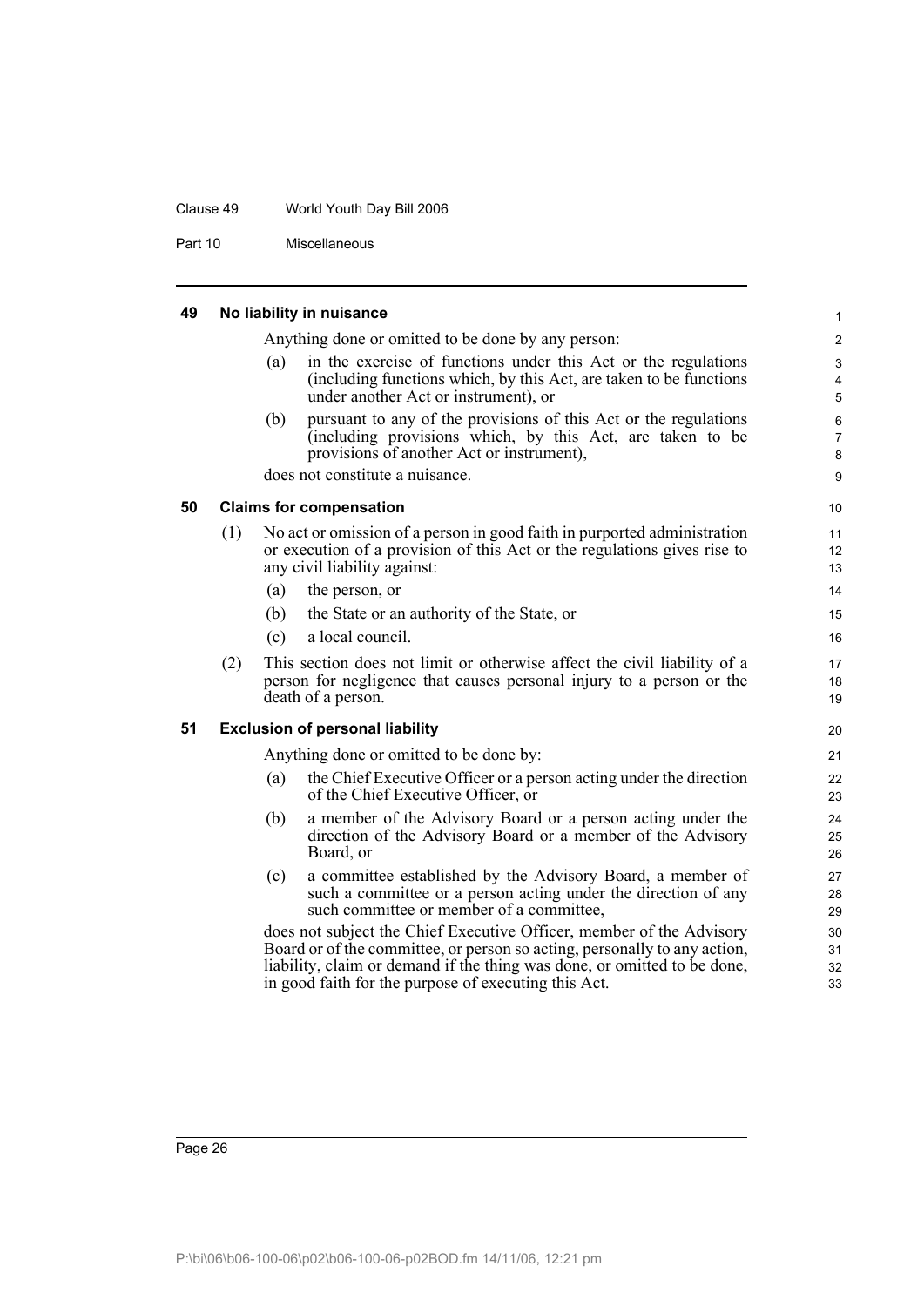## 49 No liability in nuisance

Anything done or omitted to be done by any person:

(a) in the exercise of functions under this Act or the regulations (including functions which, by this Act, are taken to be functions under another Act or instrument), or

(b) pursuant to any of the provisions of this Act or the regulations (including provisions which, by this Act, are taken to be provisions of another Act or instrument),

does not constitute a nuisance.

## 50 Claims for compensation

(1) No act or omission of a person in good faith in purported administration or execution of a provision of this Act or the regulations gives rise to any civil liability against:

(a) the person, or

(b) the State or an authority of the State, or

(c) a local council.

(2) This section does not limit or otherwise affect the civil liability of a person for negligence that causes personal injury to a person or the death of a person.

## 51 Exclusion of personal liability

Anything done or omitted to be done by:

(a) the Chief Executive Officer or a person acting under the direction of the Chief Executive Officer, or

(b) a member of the Advisory Board or a person acting under the direction of the Advisory Board or a member of the Advisory Board, or

(c) a committee established by the Advisory Board, a member of such a committee or a person acting under the direction of any such committee or member of a committee,

does not subject the Chief Executive Officer, member of the Advisory Board or of the committee, or person so acting, personally to any action, liability, claim or demand if the thing was done, or omitted to be done, in good faith for the purpose of executing this Act.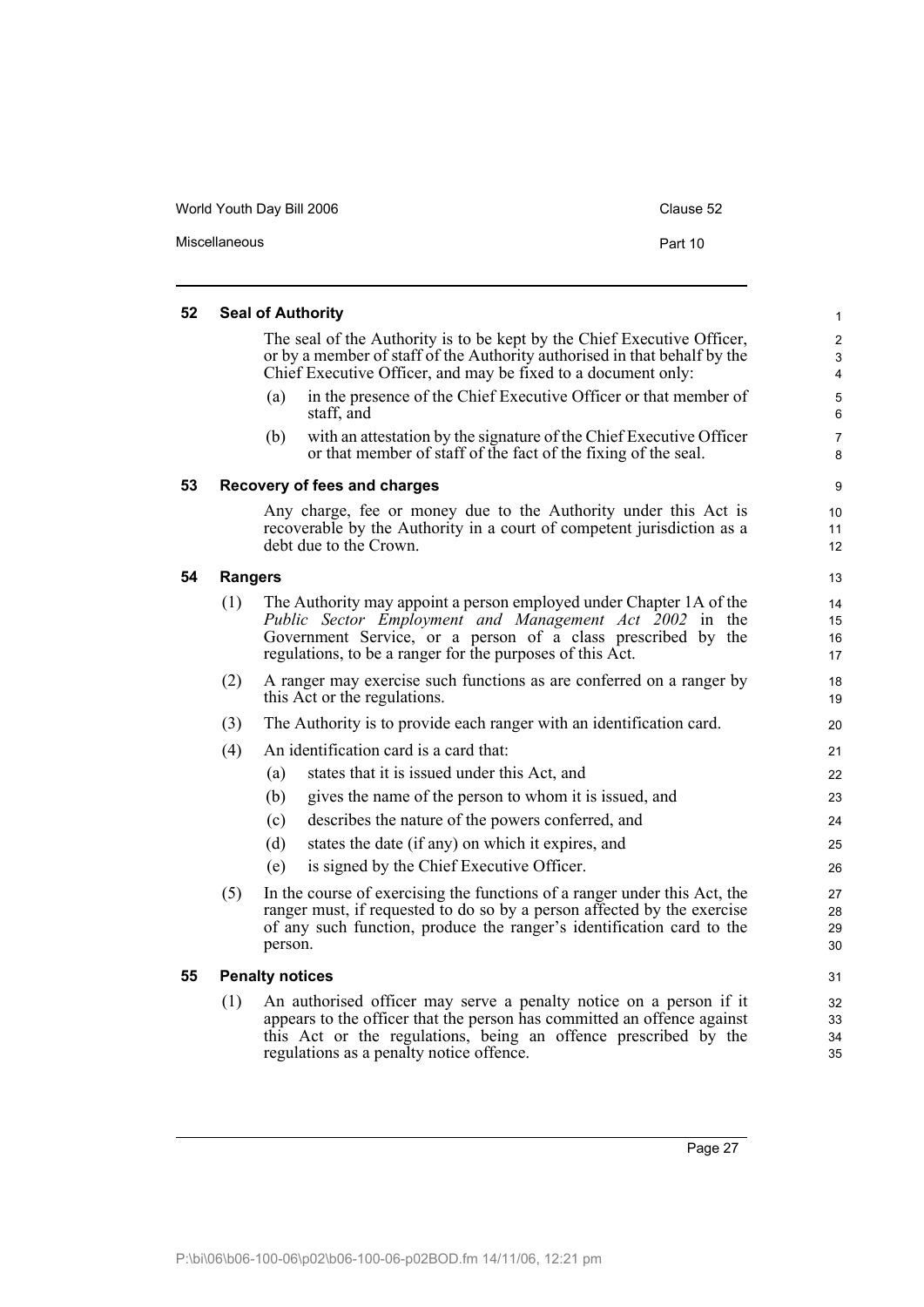### 52 Seal of Authority

The seal of the Authority is to be kept by the Chief Executive Officer, or by a member of staff of the Authority authorised in that behalf by the Chief Executive Officer, and may be fixed to a document only:

(a) in the presence of the Chief Executive Officer or that member of staff, and

(b) with an attestation by the signature of the Chief Executive Officer or that member of staff of the fact of the fixing of the seal.

### 53 Recovery of fees and charges

Any charge, fee or money due to the Authority under this Act is recoverable by the Authority in a court of competent jurisdiction as a debt due to the Crown.

### 54 Rangers

(1) The Authority may appoint a person employed under Chapter 1A of the *Public Sector Employment and Management Act 2002* in the Government Service, or a person of a class prescribed by the regulations, to be a ranger for the purposes of this Act.

(2) A ranger may exercise such functions as are conferred on a ranger by this Act or the regulations.

(3) The Authority is to provide each ranger with an identification card.

(4) An identification card is a card that:

(a) states that it is issued under this Act, and

(b) gives the name of the person to whom it is issued, and

(c) describes the nature of the powers conferred, and

(d) states the date (if any) on which it expires, and

(e) is signed by the Chief Executive Officer.

(5) In the course of exercising the functions of a ranger under this Act, the ranger must, if requested to do so by a person affected by the exercise of any such function, produce the ranger's identification card to the person.

### 55 Penalty notices

(1) An authorised officer may serve a penalty notice on a person if it appears to the officer that the person has committed an offence against this Act or the regulations, being an offence prescribed by the regulations as a penalty notice offence.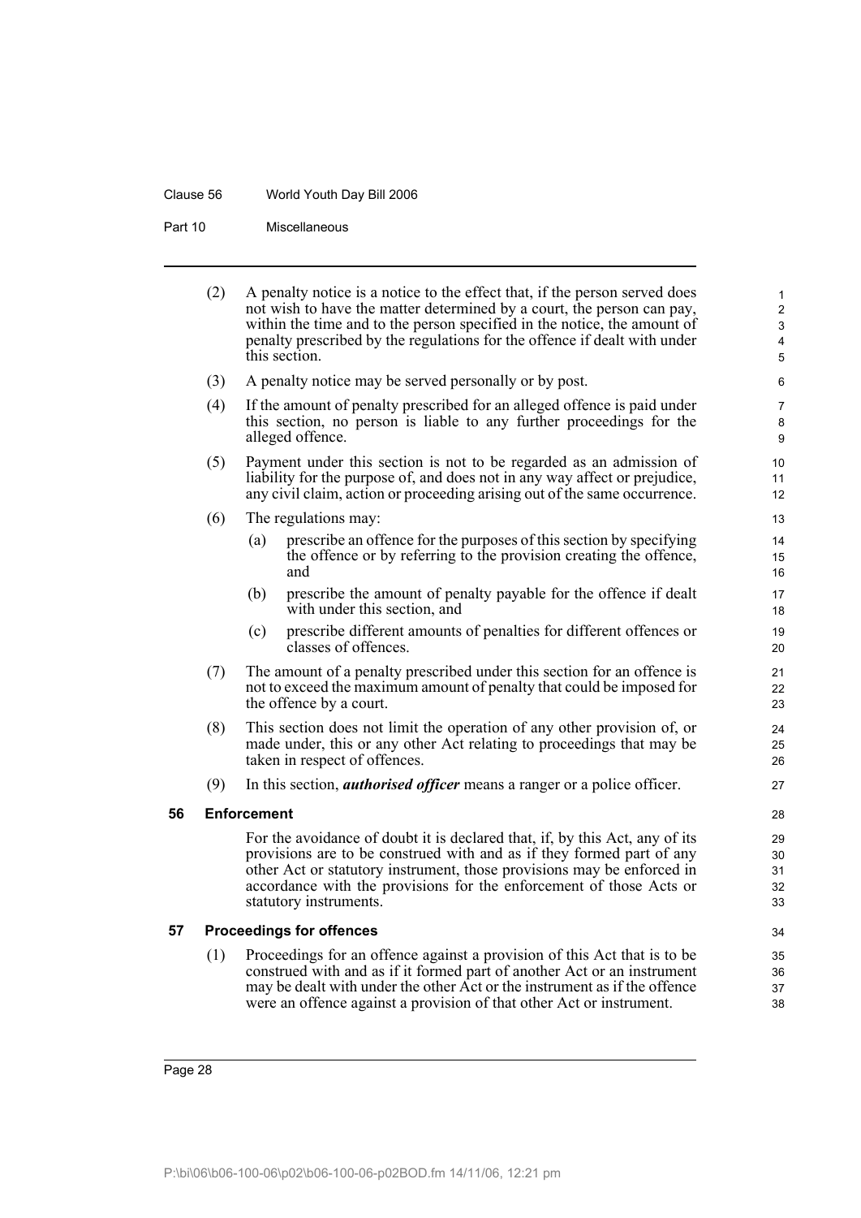(2) A penalty notice is a notice to the effect that, if the person served does not wish to have the matter determined by a court, the person can pay, within the time and to the person specified in the notice, the amount of penalty prescribed by the regulations for the offence if dealt with under this section.

(3) A penalty notice may be served personally or by post.

(4) If the amount of penalty prescribed for an alleged offence is paid under this section, no person is liable to any further proceedings for the alleged offence.

(5) Payment under this section is not to be regarded as an admission of liability for the purpose of, and does not in any way affect or prejudice, any civil claim, action or proceeding arising out of the same occurrence.

(6) The regulations may:

(a) prescribe an offence for the purposes of this section by specifying the offence or by referring to the provision creating the offence, and

(b) prescribe the amount of penalty payable for the offence if dealt with under this section, and

(c) prescribe different amounts of penalties for different offences or classes of offences.

(7) The amount of a penalty prescribed under this section for an offence is not to exceed the maximum amount of penalty that could be imposed for the offence by a court.

(8) This section does not limit the operation of any other provision of, or made under, this or any other Act relating to proceedings that may be taken in respect of offences.

(9) In this section, ***authorised officer*** means a ranger or a police officer.

### 56 Enforcement

For the avoidance of doubt it is declared that, if, by this Act, any of its provisions are to be construed with and as if they formed part of any other Act or statutory instrument, those provisions may be enforced in accordance with the provisions for the enforcement of those Acts or statutory instruments.

### 57 Proceedings for offences

(1) Proceedings for an offence against a provision of this Act that is to be construed with and as if it formed part of another Act or an instrument may be dealt with under the other Act or the instrument as if the offence were an offence against a provision of that other Act or instrument.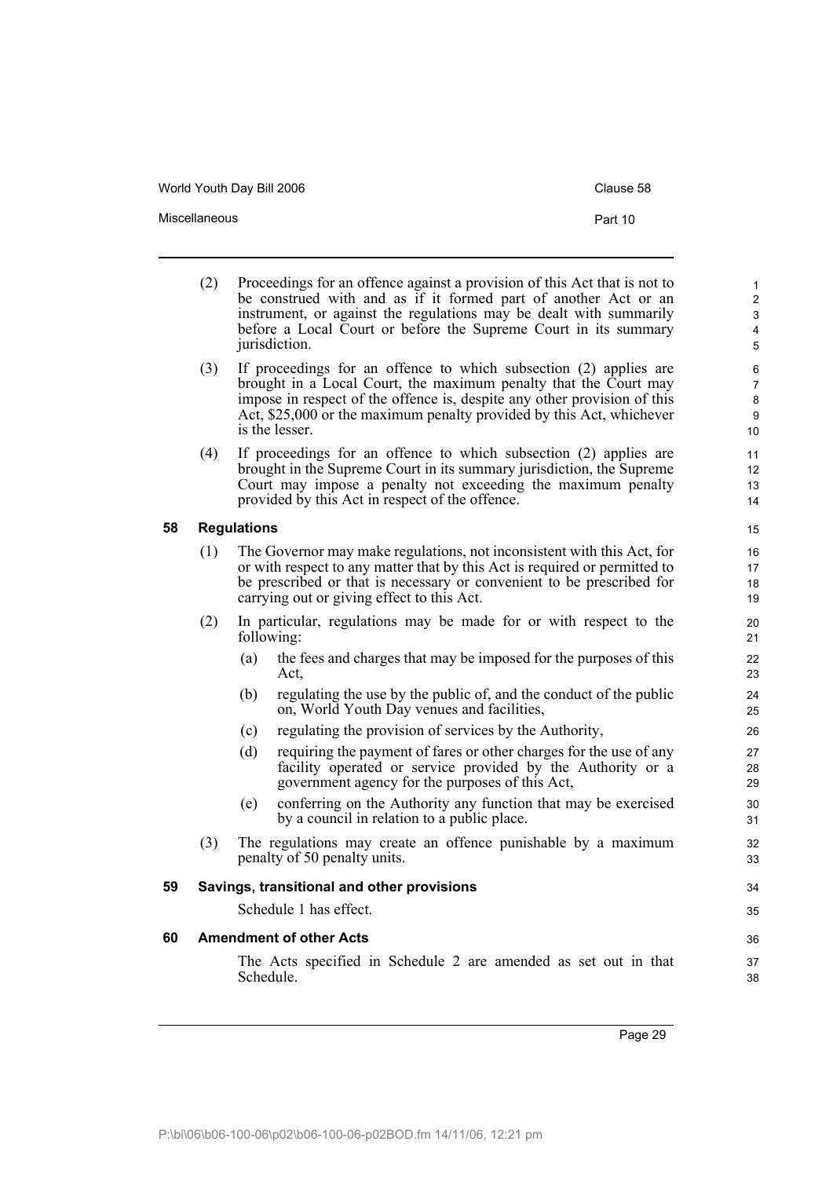(2) Proceedings for an offence against a provision of this Act that is not to be construed with and as if it formed part of another Act or an instrument, or against the regulations may be dealt with summarily before a Local Court or before the Supreme Court in its summary jurisdiction.

(3) If proceedings for an offence to which subsection (2) applies are brought in a Local Court, the maximum penalty that the Court may impose in respect of the offence is, despite any other provision of this Act, $25,000 or the maximum penalty provided by this Act, whichever is the lesser.

(4) If proceedings for an offence to which subsection (2) applies are brought in the Supreme Court in its summary jurisdiction, the Supreme Court may impose a penalty not exceeding the maximum penalty provided by this Act in respect of the offence.

### 58 Regulations

(1) The Governor may make regulations, not inconsistent with this Act, for or with respect to any matter that by this Act is required or permitted to be prescribed or that is necessary or convenient to be prescribed for carrying out or giving effect to this Act.

(2) In particular, regulations may be made for or with respect to the following:

- (a) the fees and charges that may be imposed for the purposes of this Act,
- (b) regulating the use by the public of, and the conduct of the public on, World Youth Day venues and facilities,
- (c) regulating the provision of services by the Authority,
- (d) requiring the payment of fares or other charges for the use of any facility operated or service provided by the Authority or a government agency for the purposes of this Act,
- (e) conferring on the Authority any function that may be exercised by a council in relation to a public place.

(3) The regulations may create an offence punishable by a maximum penalty of 50 penalty units.

### 59 Savings, transitional and other provisions

Schedule 1 has effect.

### 60 Amendment of other Acts

The Acts specified in Schedule 2 are amended as set out in that Schedule.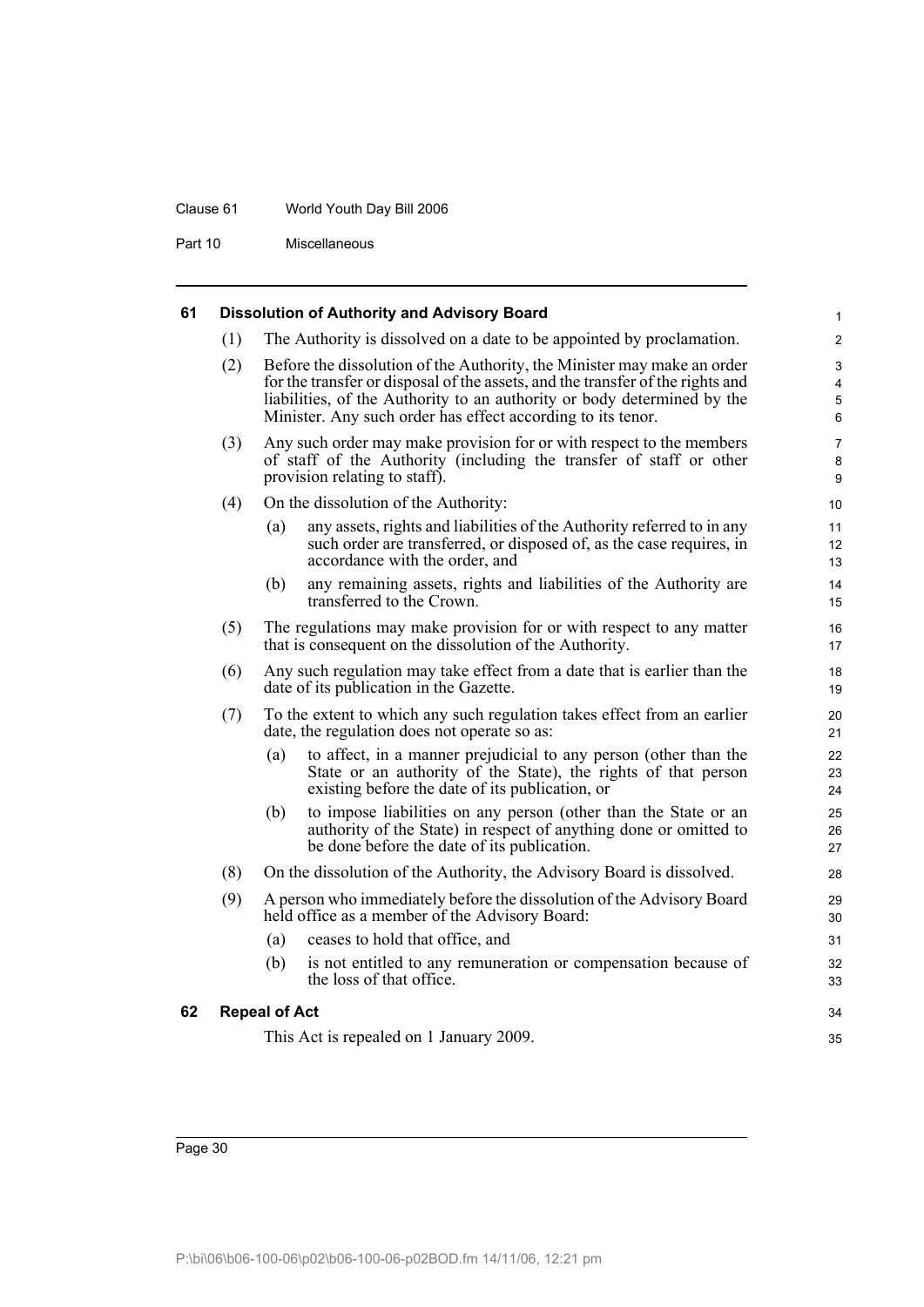### 61 Dissolution of Authority and Advisory Board

(1) The Authority is dissolved on a date to be appointed by proclamation.

(2) Before the dissolution of the Authority, the Minister may make an order for the transfer or disposal of the assets, and the transfer of the rights and liabilities, of the Authority to an authority or body determined by the Minister. Any such order has effect according to its tenor.

(3) Any such order may make provision for or with respect to the members of staff of the Authority (including the transfer of staff or other provision relating to staff).

(4) On the dissolution of the Authority:

(a) any assets, rights and liabilities of the Authority referred to in any such order are transferred, or disposed of, as the case requires, in accordance with the order, and

(b) any remaining assets, rights and liabilities of the Authority are transferred to the Crown.

(5) The regulations may make provision for or with respect to any matter that is consequent on the dissolution of the Authority.

(6) Any such regulation may take effect from a date that is earlier than the date of its publication in the Gazette.

(7) To the extent to which any such regulation takes effect from an earlier date, the regulation does not operate so as:

(a) to affect, in a manner prejudicial to any person (other than the State or an authority of the State), the rights of that person existing before the date of its publication, or

(b) to impose liabilities on any person (other than the State or an authority of the State) in respect of anything done or omitted to be done before the date of its publication.

(8) On the dissolution of the Authority, the Advisory Board is dissolved.

(9) A person who immediately before the dissolution of the Advisory Board held office as a member of the Advisory Board:

(a) ceases to hold that office, and

(b) is not entitled to any remuneration or compensation because of the loss of that office.

### 62 Repeal of Act

This Act is repealed on 1 January 2009.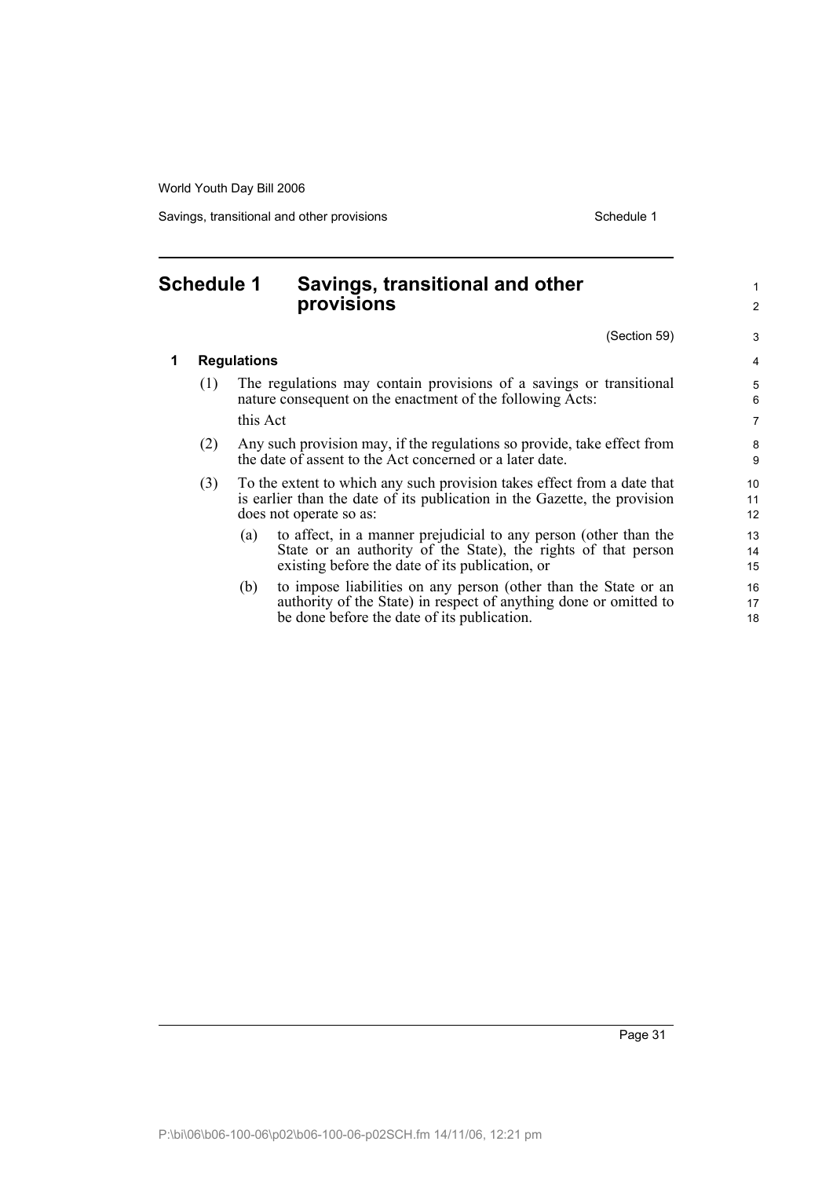## Schedule 1 Savings, transitional and other provisions

(Section 59)

### 1 Regulations

(1) The regulations may contain provisions of a savings or transitional nature consequent on the enactment of the following Acts:

this Act

(2) Any such provision may, if the regulations so provide, take effect from the date of assent to the Act concerned or a later date.

(3) To the extent to which any such provision takes effect from a date that is earlier than the date of its publication in the Gazette, the provision does not operate so as:

(a) to affect, in a manner prejudicial to any person (other than the State or an authority of the State), the rights of that person existing before the date of its publication, or

(b) to impose liabilities on any person (other than the State or an authority of the State) in respect of anything done or omitted to be done before the date of its publication.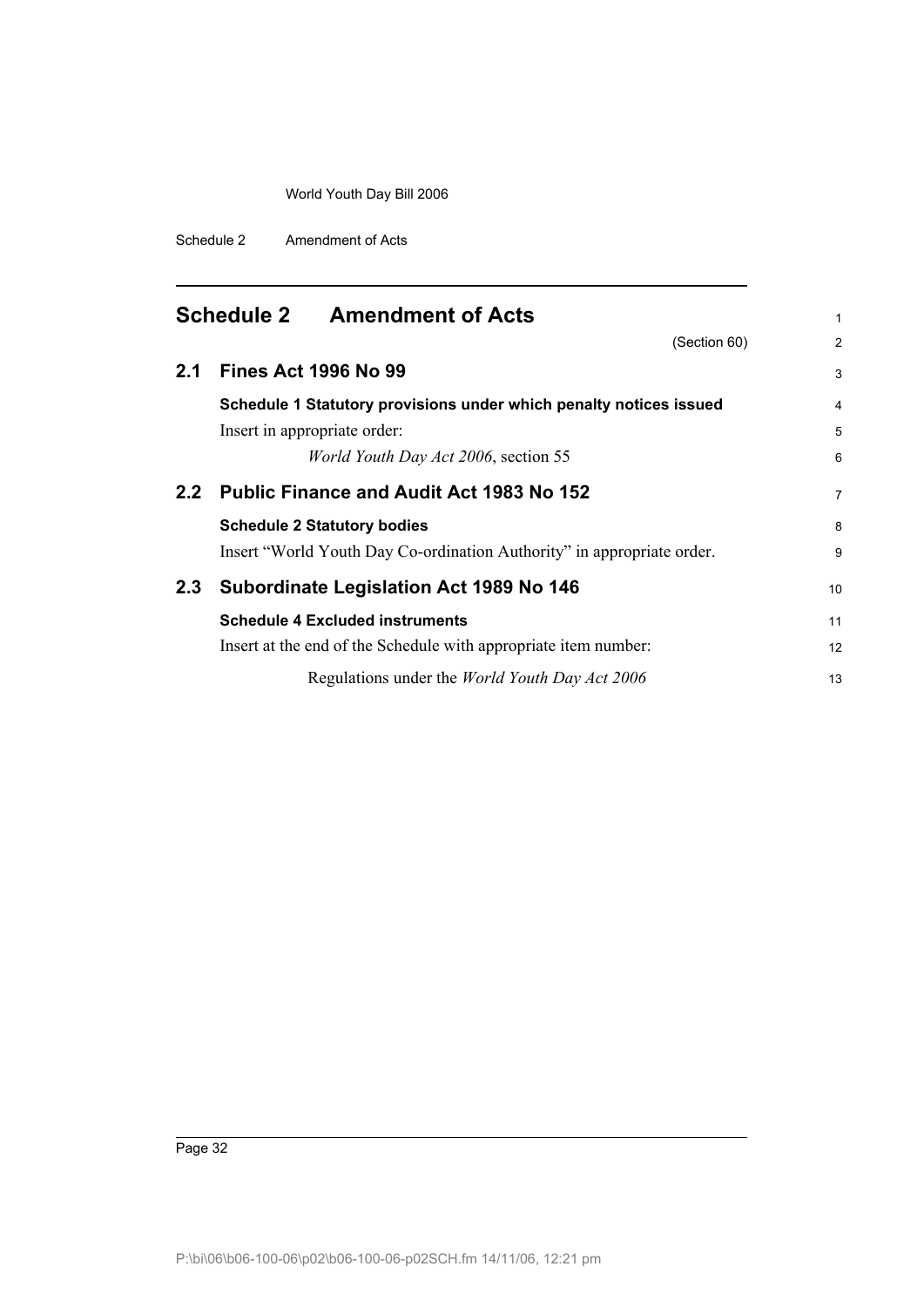# Schedule 2 Amendment of Acts

(Section 60)

## 2.1 Fines Act 1996 No 99

**Schedule 1 Statutory provisions under which penalty notices issued**

Insert in appropriate order:

*World Youth Day Act 2006*, section 55

## 2.2 Public Finance and Audit Act 1983 No 152

**Schedule 2 Statutory bodies**

Insert "World Youth Day Co-ordination Authority" in appropriate order.

## 2.3 Subordinate Legislation Act 1989 No 146

**Schedule 4 Excluded instruments**

Insert at the end of the Schedule with appropriate item number:

Regulations under the *World Youth Day Act 2006*